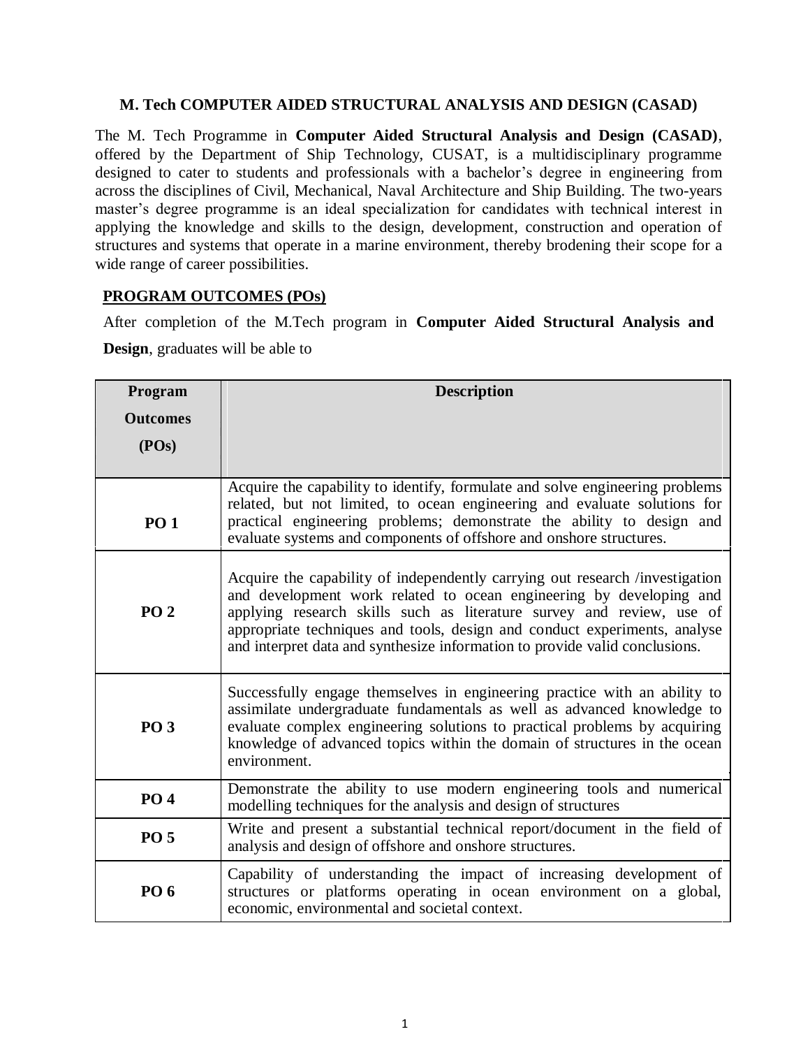# M. Tech COMPUTER AIDED STRUCTURAL ANALYSIS AND DESIGN (CASAD)

The M. Tech Programme in **Computer Aided Structural Analysis and Design (CASAD)**, offered by the Department of Ship Technology, CUSAT, is a multidisciplinary programme designed to cater to students and professionals with a bachelor's degree in engineering from across the disciplines of Civil, Mechanical, Naval Architecture and Ship Building. The two-years master's degree programme is an ideal specialization for candidates with technical interest in applying the knowledge and skills to the design, development, construction and operation of structures and systems that operate in a marine environment, thereby brodening their scope for a wide range of career possibilities.

## PROGRAM OUTCOMES (POs)

After completion of the M.Tech program in **Computer Aided Structural Analysis and Design**, graduates will be able to

| Program Outcomes (POs) | Description |
|---|---|
| **PO 1** | Acquire the capability to identify, formulate and solve engineering problems related, but not limited, to ocean engineering and evaluate solutions for practical engineering problems; demonstrate the ability to design and evaluate systems and components of offshore and onshore structures. |
| **PO 2** | Acquire the capability of independently carrying out research /investigation and development work related to ocean engineering by developing and applying research skills such as literature survey and review, use of appropriate techniques and tools, design and conduct experiments, analyse and interpret data and synthesize information to provide valid conclusions. |
| **PO 3** | Successfully engage themselves in engineering practice with an ability to assimilate undergraduate fundamentals as well as advanced knowledge to evaluate complex engineering solutions to practical problems by acquiring knowledge of advanced topics within the domain of structures in the ocean environment. |
| **PO 4** | Demonstrate the ability to use modern engineering tools and numerical modelling techniques for the analysis and design of structures |
| **PO 5** | Write and present a substantial technical report/document in the field of analysis and design of offshore and onshore structures. |
| **PO 6** | Capability of understanding the impact of increasing development of structures or platforms operating in ocean environment on a global, economic, environmental and societal context. |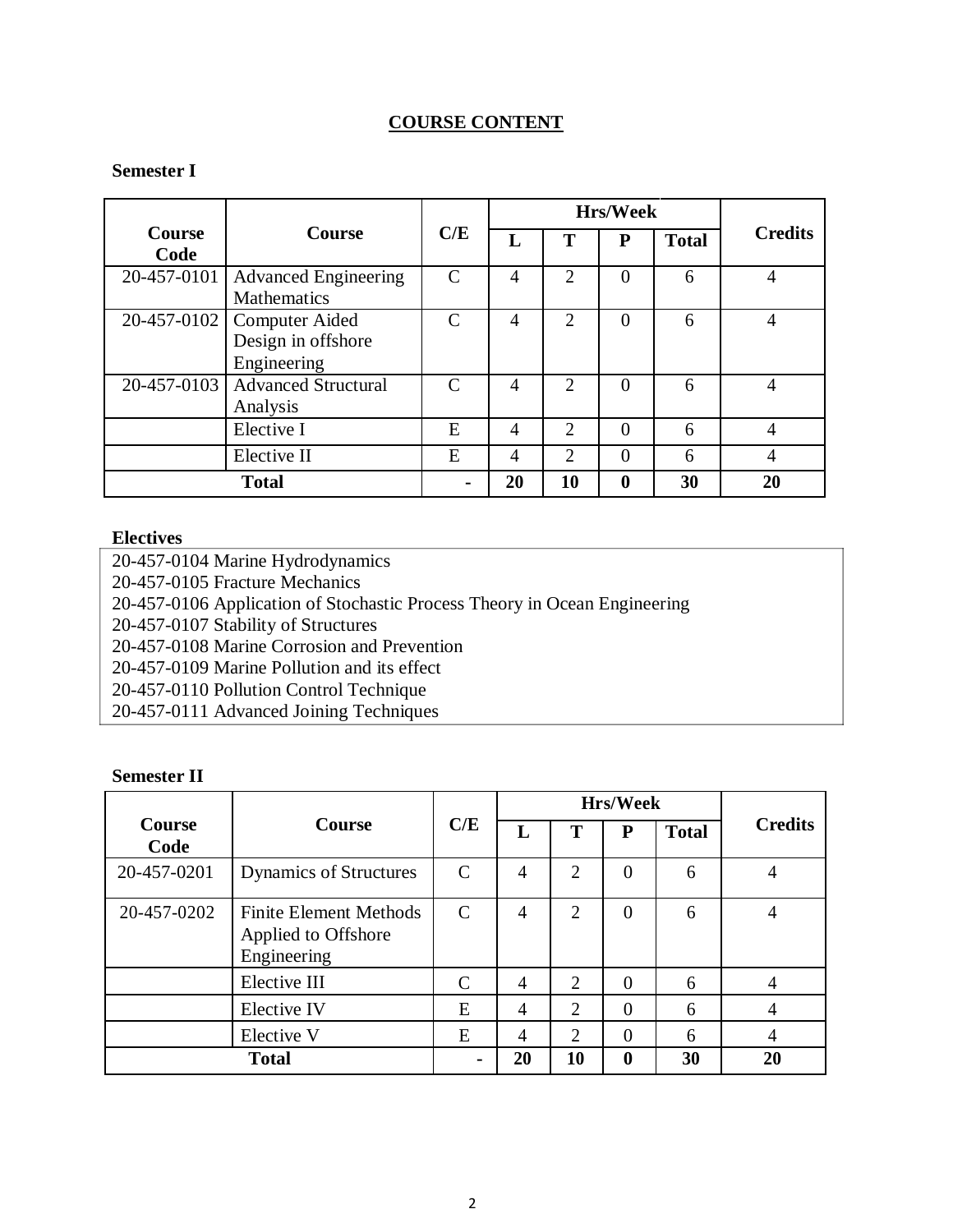# COURSE CONTENT

**Semester I**

| Course Code | Course | C/E | Hrs/Week | | | | Credits |
|---|---|---|---|---|---|---|---|
| | | | L | T | P | Total | |
| 20-457-0101 | Advanced Engineering Mathematics | C | 4 | 2 | 0 | 6 | 4 |
| 20-457-0102 | Computer Aided Design in offshore Engineering | C | 4 | 2 | 0 | 6 | 4 |
| 20-457-0103 | Advanced Structural Analysis | C | 4 | 2 | 0 | 6 | 4 |
| | Elective I | E | 4 | 2 | 0 | 6 | 4 |
| | Elective II | E | 4 | 2 | 0 | 6 | 4 |
| **Total** | | - | **20** | **10** | **0** | **30** | **20** |

**Electives**

20-457-0104 Marine Hydrodynamics
20-457-0105 Fracture Mechanics
20-457-0106 Application of Stochastic Process Theory in Ocean Engineering
20-457-0107 Stability of Structures
20-457-0108 Marine Corrosion and Prevention
20-457-0109 Marine Pollution and its effect
20-457-0110 Pollution Control Technique
20-457-0111 Advanced Joining Techniques

**Semester II**

| Course Code | Course | C/E | Hrs/Week | | | | Credits |
|---|---|---|---|---|---|---|---|
| | | | L | T | P | Total | |
| 20-457-0201 | Dynamics of Structures | C | 4 | 2 | 0 | 6 | 4 |
| 20-457-0202 | Finite Element Methods Applied to Offshore Engineering | C | 4 | 2 | 0 | 6 | 4 |
| | Elective III | C | 4 | 2 | 0 | 6 | 4 |
| | Elective IV | E | 4 | 2 | 0 | 6 | 4 |
| | Elective V | E | 4 | 2 | 0 | 6 | 4 |
| **Total** | | - | **20** | **10** | **0** | **30** | **20** |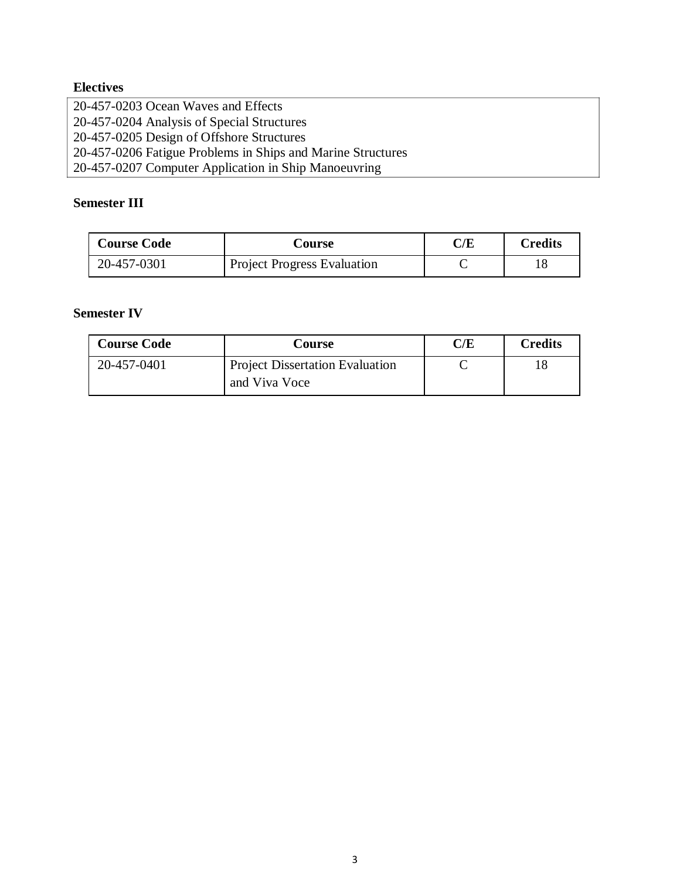**Electives**

| 20-457-0203 Ocean Waves and Effects<br>20-457-0204 Analysis of Special Structures<br>20-457-0205 Design of Offshore Structures<br>20-457-0206 Fatigue Problems in Ships and Marine Structures<br>20-457-0207 Computer Application in Ship Manoeuvring |
|---|

**Semester III**

| Course Code | Course | C/E | Credits |
|---|---|---|---|
| 20-457-0301 | Project Progress Evaluation | C | 18 |

**Semester IV**

| Course Code | Course | C/E | Credits |
|---|---|---|---|
| 20-457-0401 | Project Dissertation Evaluation and Viva Voce | C | 18 |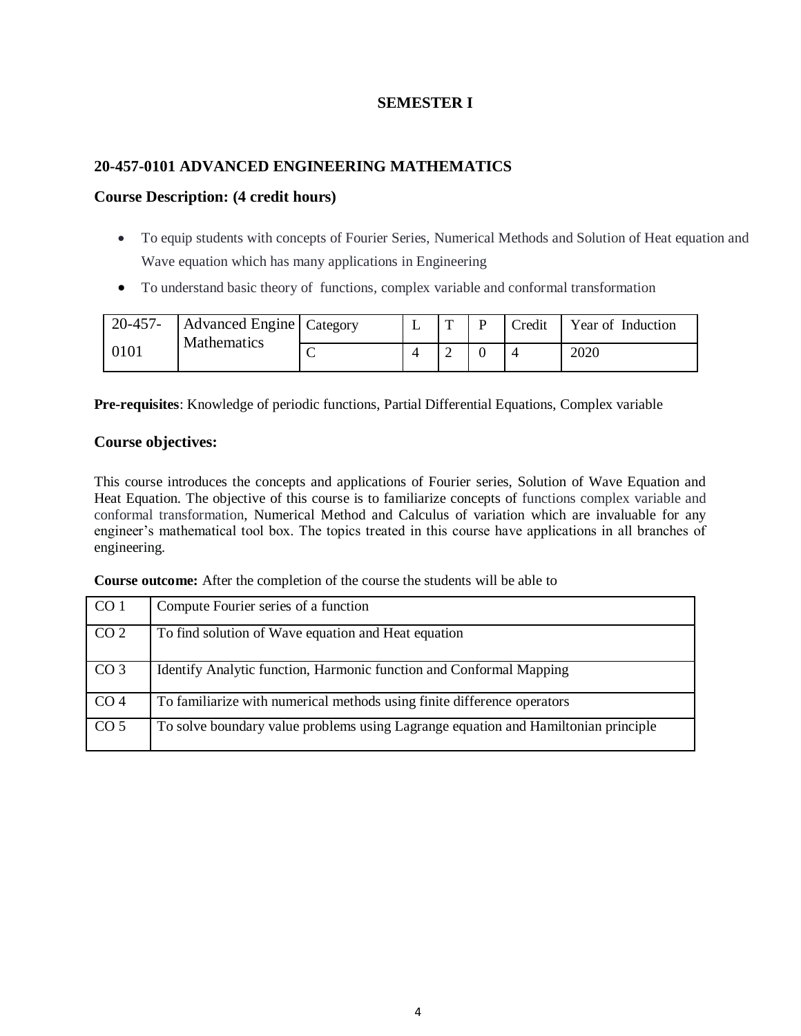## SEMESTER I

### 20-457-0101 ADVANCED ENGINEERING MATHEMATICS

### Course Description: (4 credit hours)

- To equip students with concepts of Fourier Series, Numerical Methods and Solution of Heat equation and Wave equation which has many applications in Engineering
- To understand basic theory of functions, complex variable and conformal transformation

| 20-457-0101 | Advanced Engine Mathematics | Category | L | T | P | Credit | Year of Induction |
|---|---|---|---|---|---|---|---|
| | | C | 4 | 2 | 0 | 4 | 2020 |

**Pre-requisites**: Knowledge of periodic functions, Partial Differential Equations, Complex variable

### Course objectives:

This course introduces the concepts and applications of Fourier series, Solution of Wave Equation and Heat Equation. The objective of this course is to familiarize concepts of functions complex variable and conformal transformation, Numerical Method and Calculus of variation which are invaluable for any engineer's mathematical tool box. The topics treated in this course have applications in all branches of engineering.

**Course outcome:** After the completion of the course the students will be able to

| | |
|---|---|
| CO 1 | Compute Fourier series of a function |
| CO 2 | To find solution of Wave equation and Heat equation |
| CO 3 | Identify Analytic function, Harmonic function and Conformal Mapping |
| CO 4 | To familiarize with numerical methods using finite difference operators |
| CO 5 | To solve boundary value problems using Lagrange equation and Hamiltonian principle |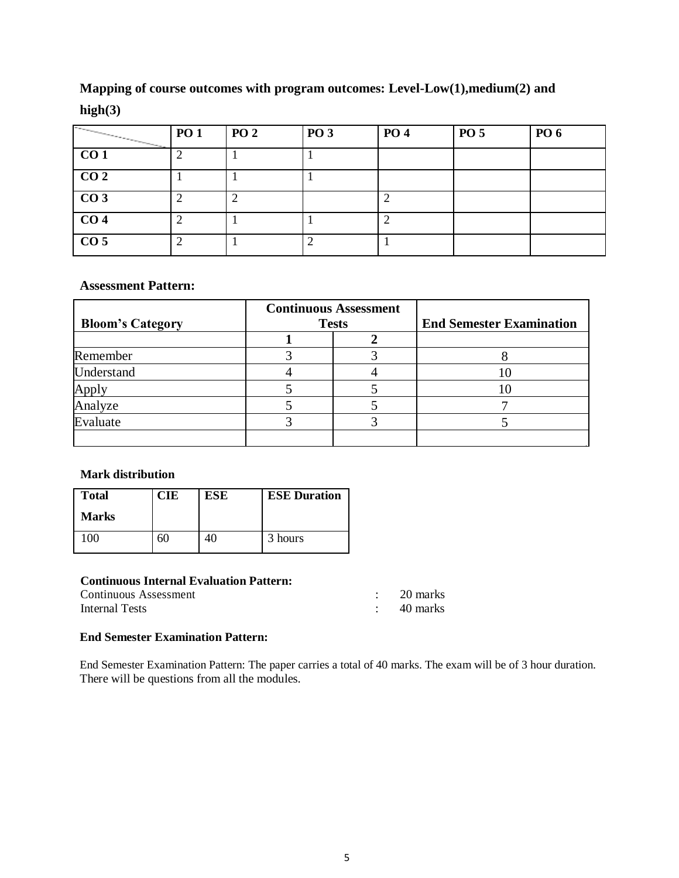**Mapping of course outcomes with program outcomes: Level-Low(1),medium(2) and high(3)**

| | PO 1 | PO 2 | PO 3 | PO 4 | PO 5 | PO 6 |
|---|---|---|---|---|---|---|
| **CO 1** | 2 | 1 | 1 | | | |
| **CO 2** | 1 | 1 | 1 | | | |
| **CO 3** | 2 | 2 | | 2 | | |
| **CO 4** | 2 | 1 | 1 | 2 | | |
| **CO 5** | 2 | 1 | 2 | 1 | | |

**Assessment Pattern:**

| **Bloom's Category** | **Continuous Assessment Tests** | | **End Semester Examination** |
|---|---|---|---|
| | **1** | **2** | |
| Remember | 3 | 3 | 8 |
| Understand | 4 | 4 | 10 |
| Apply | 5 | 5 | 10 |
| Analyze | 5 | 5 | 7 |
| Evaluate | 3 | 3 | 5 |
| | | | |

**Mark distribution**

| **Total Marks** | **CIE** | **ESE** | **ESE Duration** |
|---|---|---|---|
| 100 | 60 | 40 | 3 hours |

**Continuous Internal Evaluation Pattern:**

Continuous Assessment : 20 marks

Internal Tests : 40 marks

**End Semester Examination Pattern:**

End Semester Examination Pattern: The paper carries a total of 40 marks. The exam will be of 3 hour duration. There will be questions from all the modules.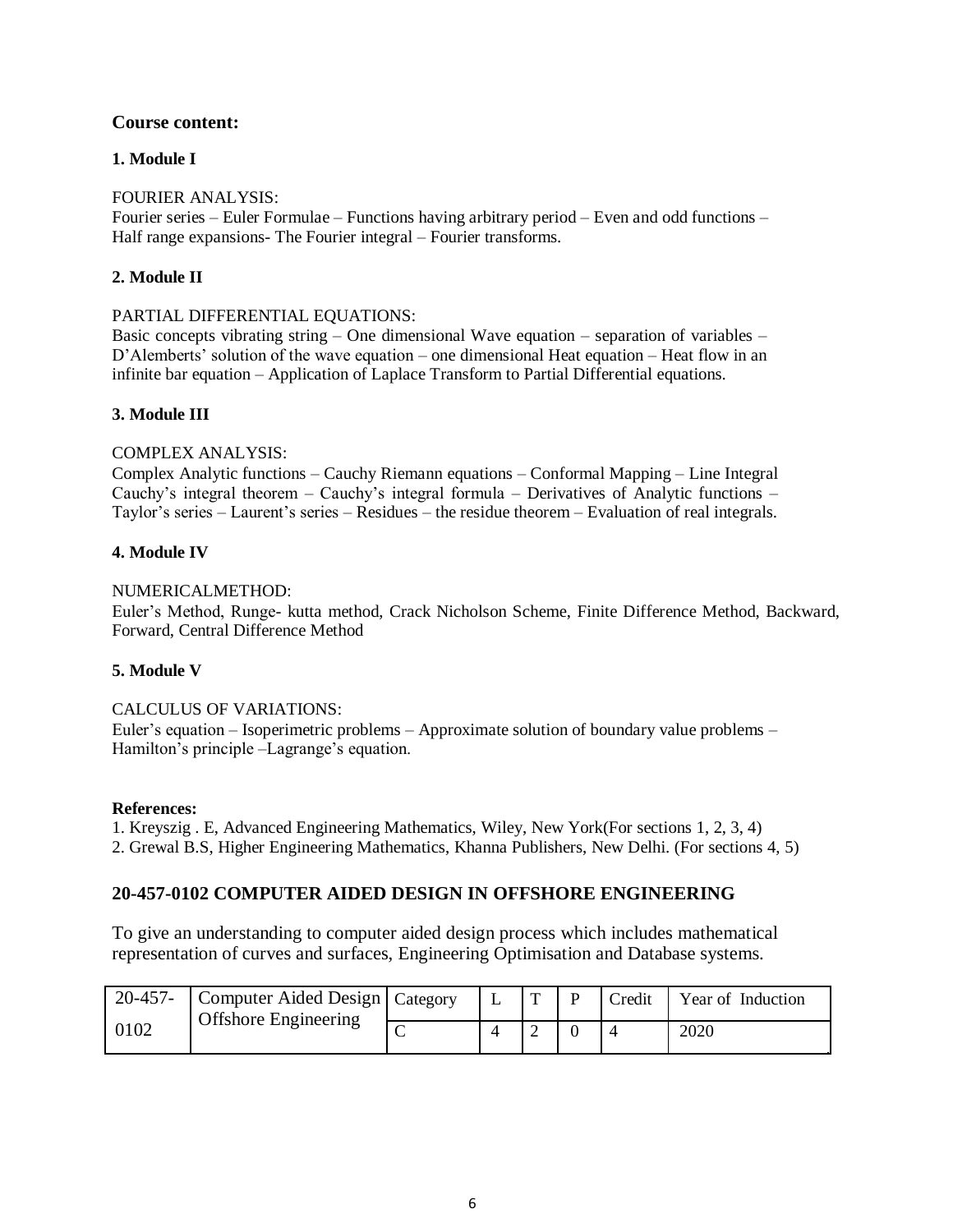### Course content:

**1. Module I**

FOURIER ANALYSIS:
Fourier series – Euler Formulae – Functions having arbitrary period – Even and odd functions – Half range expansions- The Fourier integral – Fourier transforms.

**2. Module II**

PARTIAL DIFFERENTIAL EQUATIONS:
Basic concepts vibrating string – One dimensional Wave equation – separation of variables – D'Alemberts' solution of the wave equation – one dimensional Heat equation – Heat flow in an infinite bar equation – Application of Laplace Transform to Partial Differential equations.

**3. Module III**

COMPLEX ANALYSIS:
Complex Analytic functions – Cauchy Riemann equations – Conformal Mapping – Line Integral Cauchy's integral theorem – Cauchy's integral formula – Derivatives of Analytic functions – Taylor's series – Laurent's series – Residues – the residue theorem – Evaluation of real integrals.

**4. Module IV**

NUMERICALMETHOD:
Euler's Method, Runge- kutta method, Crack Nicholson Scheme, Finite Difference Method, Backward, Forward, Central Difference Method

**5. Module V**

CALCULUS OF VARIATIONS:
Euler's equation – Isoperimetric problems – Approximate solution of boundary value problems – Hamilton's principle –Lagrange's equation.

**References:**

1. Kreyszig . E, Advanced Engineering Mathematics, Wiley, New York(For sections 1, 2, 3, 4)
2. Grewal B.S, Higher Engineering Mathematics, Khanna Publishers, New Delhi. (For sections 4, 5)

## 20-457-0102 COMPUTER AIDED DESIGN IN OFFSHORE ENGINEERING

To give an understanding to computer aided design process which includes mathematical representation of curves and surfaces, Engineering Optimisation and Database systems.

| 20-457-0102 | Computer Aided Design Offshore Engineering | Category | L | T | P | Credit | Year of Induction |
|---|---|---|---|---|---|---|---|
| | | C | 4 | 2 | 0 | 4 | 2020 |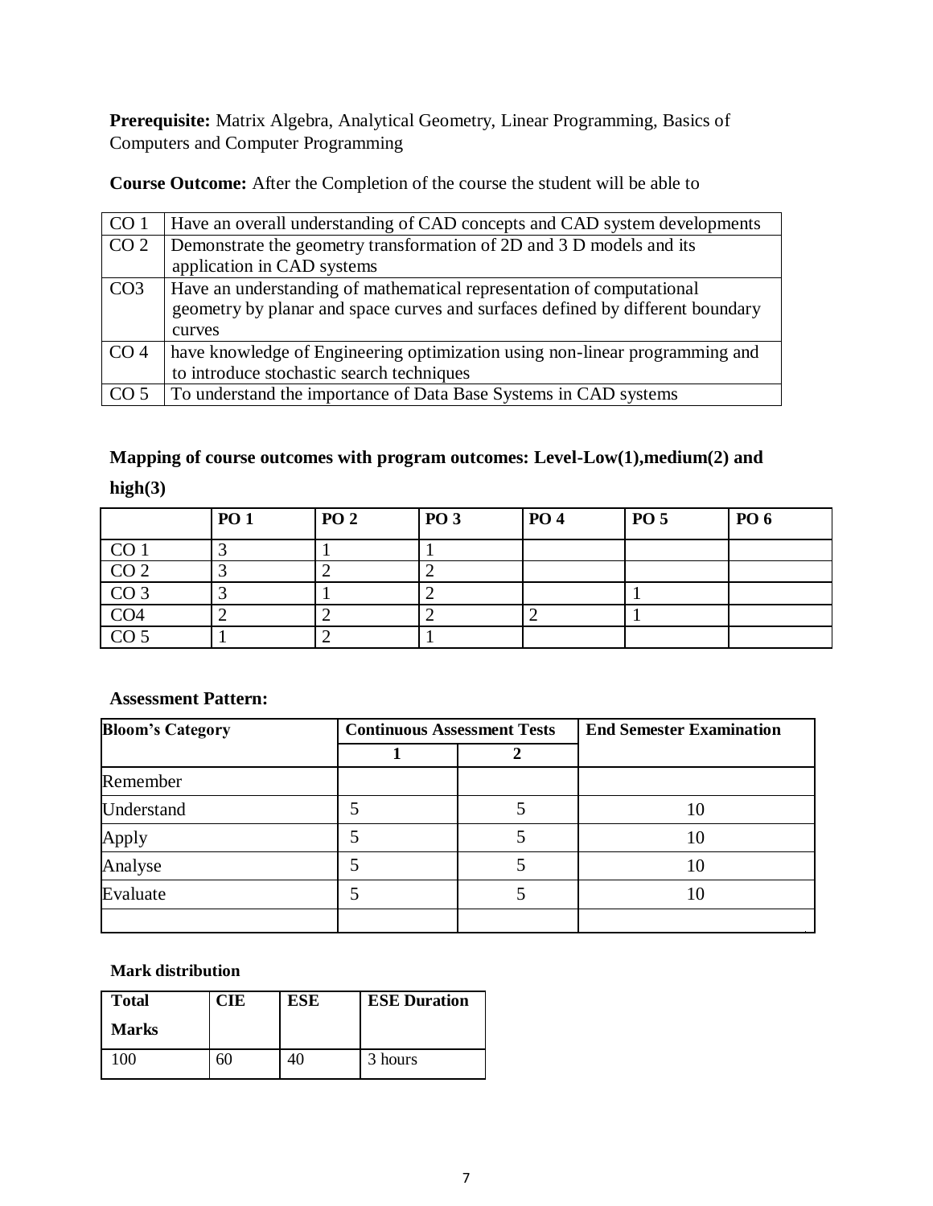**Prerequisite:** Matrix Algebra, Analytical Geometry, Linear Programming, Basics of Computers and Computer Programming

**Course Outcome:** After the Completion of the course the student will be able to

| | |
|---|---|
| CO 1 | Have an overall understanding of CAD concepts and CAD system developments |
| CO 2 | Demonstrate the geometry transformation of 2D and 3 D models and its application in CAD systems |
| CO3 | Have an understanding of mathematical representation of computational geometry by planar and space curves and surfaces defined by different boundary curves |
| CO 4 | have knowledge of Engineering optimization using non-linear programming and to introduce stochastic search techniques |
| CO 5 | To understand the importance of Data Base Systems in CAD systems |

**Mapping of course outcomes with program outcomes: Level-Low(1),medium(2) and high(3)**

| | PO 1 | PO 2 | PO 3 | PO 4 | PO 5 | PO 6 |
|---|---|---|---|---|---|---|
| CO 1 | 3 | 1 | 1 | | | |
| CO 2 | 3 | 2 | 2 | | | |
| CO 3 | 3 | 1 | 2 | | 1 | |
| CO4 | 2 | 2 | 2 | 2 | 1 | |
| CO 5 | 1 | 2 | 1 | | | |

**Assessment Pattern:**

| Bloom's Category | Continuous Assessment Tests | | End Semester Examination |
|---|---|---|---|
| | 1 | 2 | |
| Remember | | | |
| Understand | 5 | 5 | 10 |
| Apply | 5 | 5 | 10 |
| Analyse | 5 | 5 | 10 |
| Evaluate | 5 | 5 | 10 |
| | | | |

**Mark distribution**

| Total Marks | CIE | ESE | ESE Duration |
|---|---|---|---|
| 100 | 60 | 40 | 3 hours |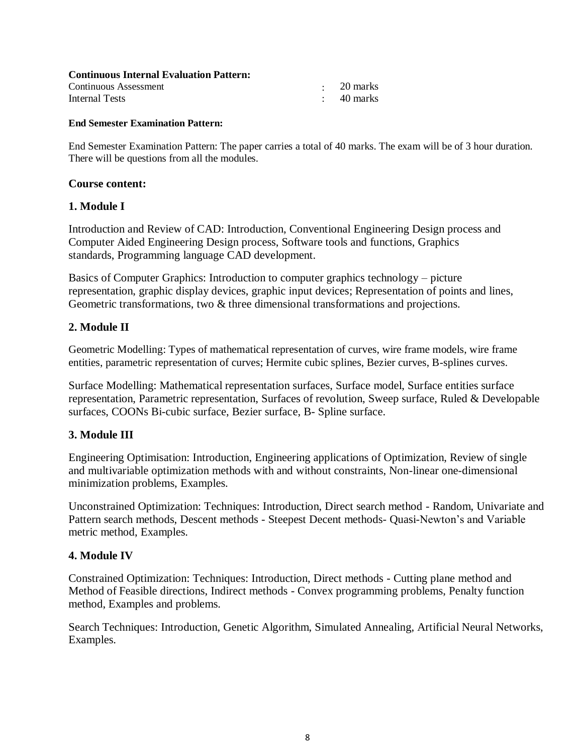**Continuous Internal Evaluation Pattern:**

| | | |
|---|---|---|
| Continuous Assessment | : | 20 marks |
| Internal Tests | : | 40 marks |

**End Semester Examination Pattern:**

End Semester Examination Pattern: The paper carries a total of 40 marks. The exam will be of 3 hour duration. There will be questions from all the modules.

### Course content:

### 1. Module I

Introduction and Review of CAD: Introduction, Conventional Engineering Design process and Computer Aided Engineering Design process, Software tools and functions, Graphics standards, Programming language CAD development.

Basics of Computer Graphics: Introduction to computer graphics technology – picture representation, graphic display devices, graphic input devices; Representation of points and lines, Geometric transformations, two & three dimensional transformations and projections.

### 2. Module II

Geometric Modelling: Types of mathematical representation of curves, wire frame models, wire frame entities, parametric representation of curves; Hermite cubic splines, Bezier curves, B-splines curves.

Surface Modelling: Mathematical representation surfaces, Surface model, Surface entities surface representation, Parametric representation, Surfaces of revolution, Sweep surface, Ruled & Developable surfaces, COONs Bi-cubic surface, Bezier surface, B- Spline surface.

### 3. Module III

Engineering Optimisation: Introduction, Engineering applications of Optimization, Review of single and multivariable optimization methods with and without constraints, Non-linear one-dimensional minimization problems, Examples.

Unconstrained Optimization: Techniques: Introduction, Direct search method - Random, Univariate and Pattern search methods, Descent methods - Steepest Decent methods- Quasi-Newton's and Variable metric method, Examples.

### 4. Module IV

Constrained Optimization: Techniques: Introduction, Direct methods - Cutting plane method and Method of Feasible directions, Indirect methods - Convex programming problems, Penalty function method, Examples and problems.

Search Techniques: Introduction, Genetic Algorithm, Simulated Annealing, Artificial Neural Networks, Examples.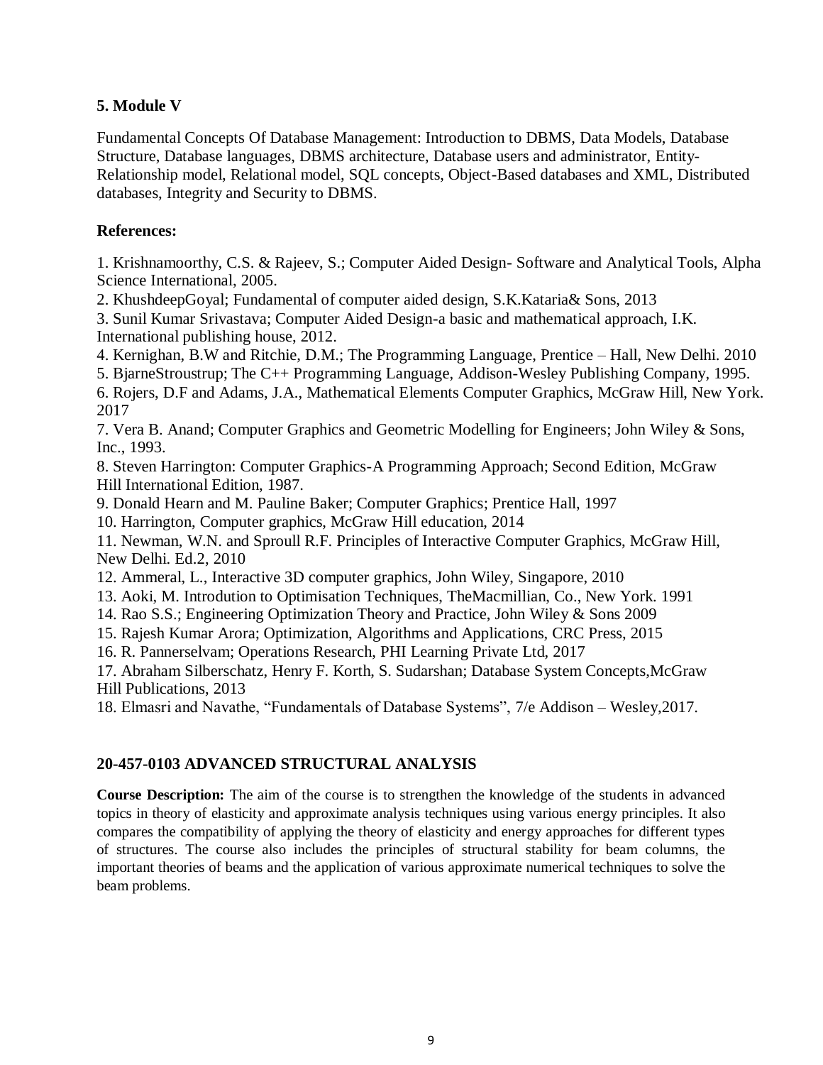**5. Module V**

Fundamental Concepts Of Database Management: Introduction to DBMS, Data Models, Database Structure, Database languages, DBMS architecture, Database users and administrator, Entity-Relationship model, Relational model, SQL concepts, Object-Based databases and XML, Distributed databases, Integrity and Security to DBMS.

**References:**

1. Krishnamoorthy, C.S. & Rajeev, S.; Computer Aided Design- Software and Analytical Tools, Alpha Science International, 2005.
2. KhushdeepGoyal; Fundamental of computer aided design, S.K.Kataria& Sons, 2013
3. Sunil Kumar Srivastava; Computer Aided Design-a basic and mathematical approach, I.K. International publishing house, 2012.
4. Kernighan, B.W and Ritchie, D.M.; The Programming Language, Prentice – Hall, New Delhi. 2010
5. BjarneStroustrup; The C++ Programming Language, Addison-Wesley Publishing Company, 1995.
6. Rojers, D.F and Adams, J.A., Mathematical Elements Computer Graphics, McGraw Hill, New York. 2017
7. Vera B. Anand; Computer Graphics and Geometric Modelling for Engineers; John Wiley & Sons, Inc., 1993.
8. Steven Harrington: Computer Graphics-A Programming Approach; Second Edition, McGraw Hill International Edition, 1987.
9. Donald Hearn and M. Pauline Baker; Computer Graphics; Prentice Hall, 1997
10. Harrington, Computer graphics, McGraw Hill education, 2014
11. Newman, W.N. and Sproull R.F. Principles of Interactive Computer Graphics, McGraw Hill, New Delhi. Ed.2, 2010
12. Ammeral, L., Interactive 3D computer graphics, John Wiley, Singapore, 2010
13. Aoki, M. Introdution to Optimisation Techniques, TheMacmillian, Co., New York. 1991
14. Rao S.S.; Engineering Optimization Theory and Practice, John Wiley & Sons 2009
15. Rajesh Kumar Arora; Optimization, Algorithms and Applications, CRC Press, 2015
16. R. Pannerselvam; Operations Research, PHI Learning Private Ltd, 2017
17. Abraham Silberschatz, Henry F. Korth, S. Sudarshan; Database System Concepts,McGraw Hill Publications, 2013
18. Elmasri and Navathe, "Fundamentals of Database Systems", 7/e Addison – Wesley,2017.

## 20-457-0103 ADVANCED STRUCTURAL ANALYSIS

**Course Description:** The aim of the course is to strengthen the knowledge of the students in advanced topics in theory of elasticity and approximate analysis techniques using various energy principles. It also compares the compatibility of applying the theory of elasticity and energy approaches for different types of structures. The course also includes the principles of structural stability for beam columns, the important theories of beams and the application of various approximate numerical techniques to solve the beam problems.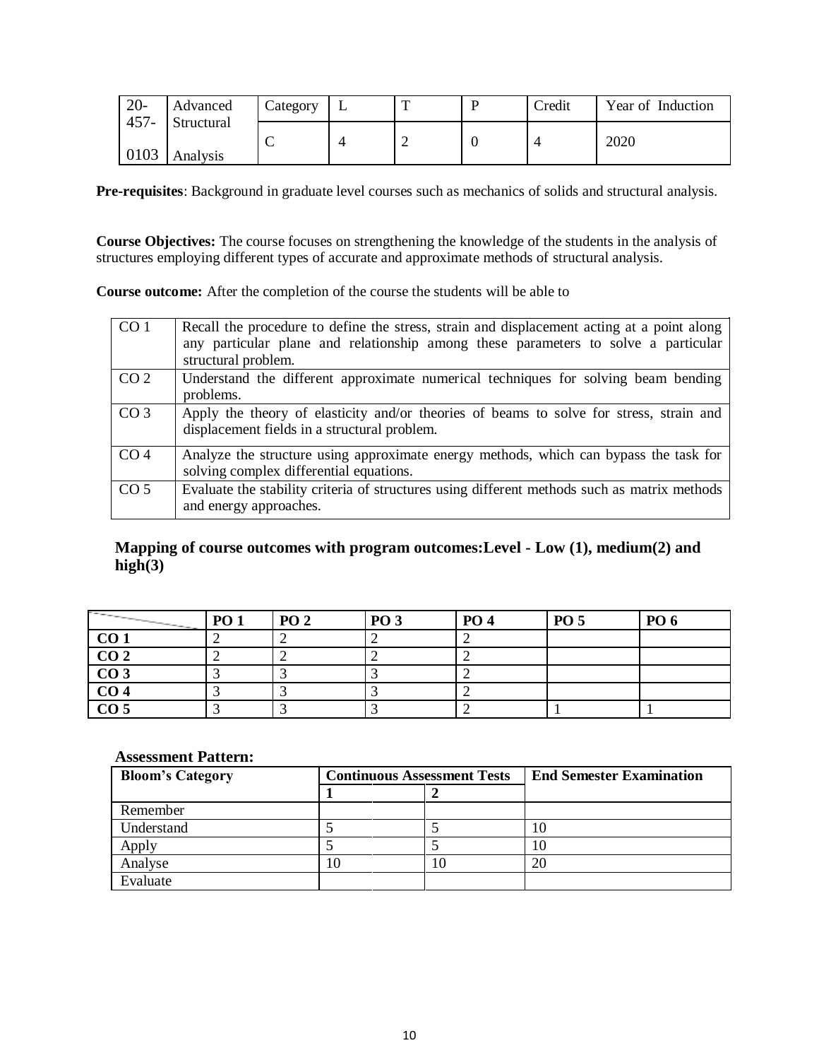| 20-457-0103 | Advanced Structural Analysis | Category | L | T | P | Credit | Year of Induction |
|---|---|---|---|---|---|---|---|
| | | C | 4 | 2 | 0 | 4 | 2020 |

**Pre-requisites**: Background in graduate level courses such as mechanics of solids and structural analysis.

**Course Objectives:** The course focuses on strengthening the knowledge of the students in the analysis of structures employing different types of accurate and approximate methods of structural analysis.

**Course outcome:** After the completion of the course the students will be able to

| | |
|---|---|
| CO 1 | Recall the procedure to define the stress, strain and displacement acting at a point along any particular plane and relationship among these parameters to solve a particular structural problem. |
| CO 2 | Understand the different approximate numerical techniques for solving beam bending problems. |
| CO 3 | Apply the theory of elasticity and/or theories of beams to solve for stress, strain and displacement fields in a structural problem. |
| CO 4 | Analyze the structure using approximate energy methods, which can bypass the task for solving complex differential equations. |
| CO 5 | Evaluate the stability criteria of structures using different methods such as matrix methods and energy approaches. |

### Mapping of course outcomes with program outcomes:Level - Low (1), medium(2) and high(3)

| | PO 1 | PO 2 | PO 3 | PO 4 | PO 5 | PO 6 |
|---|---|---|---|---|---|---|
| **CO 1** | 2 | 2 | 2 | 2 | | |
| **CO 2** | 2 | 2 | 2 | 2 | | |
| **CO 3** | 3 | 3 | 3 | 2 | | |
| **CO 4** | 3 | 3 | 3 | 2 | | |
| **CO 5** | 3 | 3 | 3 | 2 | 1 | 1 |

**Assessment Pattern:**

| **Bloom's Category** | **Continuous Assessment Tests** | | **End Semester Examination** |
|---|---|---|---|
| | **1** | **2** | |
| Remember | | | |
| Understand | 5 | 5 | 10 |
| Apply | 5 | 5 | 10 |
| Analyse | 10 | 10 | 20 |
| Evaluate | | | |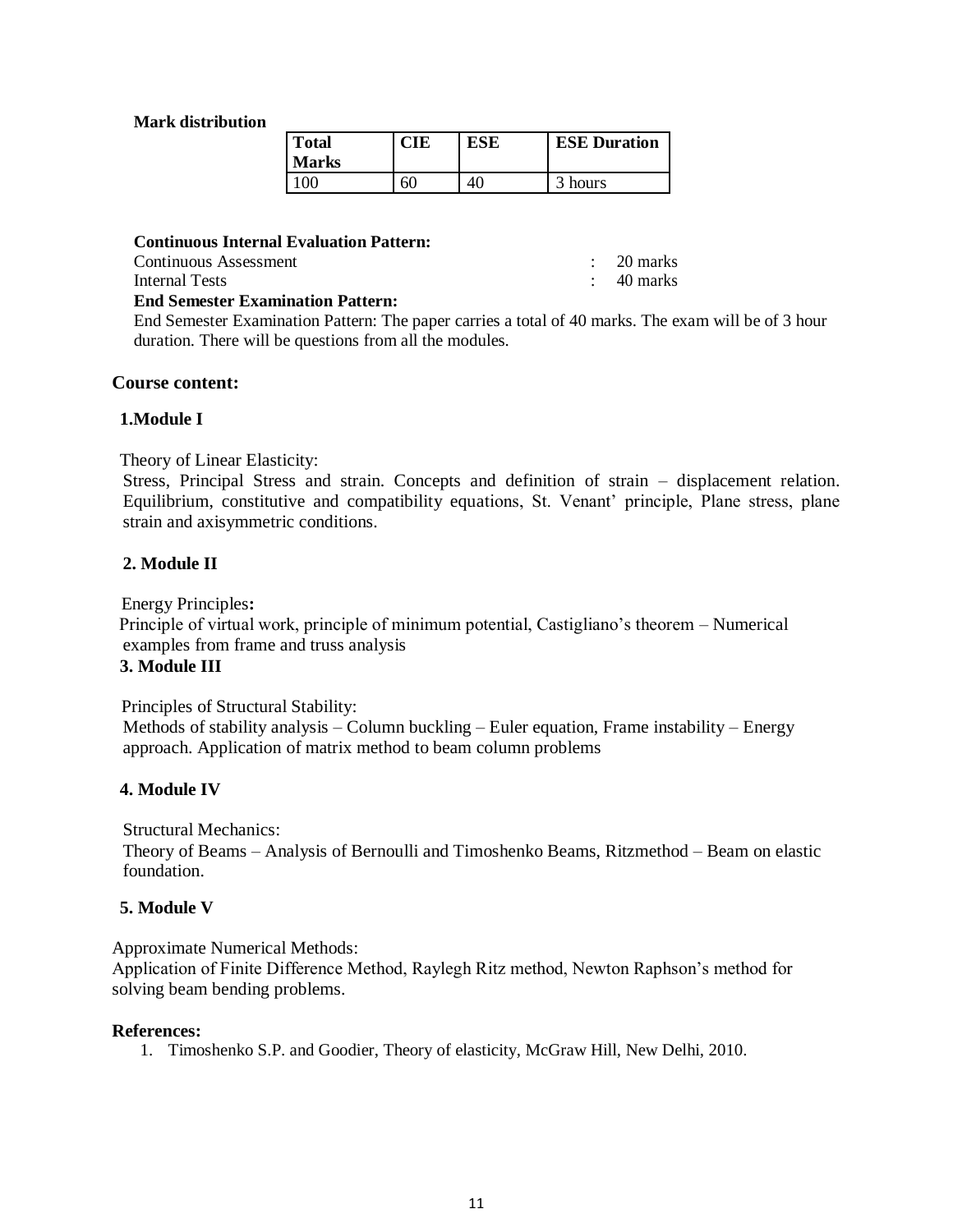**Mark distribution**

| Total Marks | CIE | ESE | ESE Duration |
|---|---|---|---|
| 100 | 60 | 40 | 3 hours |

**Continuous Internal Evaluation Pattern:**

Continuous Assessment : 20 marks

Internal Tests : 40 marks

**End Semester Examination Pattern:**

End Semester Examination Pattern: The paper carries a total of 40 marks. The exam will be of 3 hour duration. There will be questions from all the modules.

## Course content:

### 1.Module I

Theory of Linear Elasticity:

Stress, Principal Stress and strain. Concepts and definition of strain – displacement relation. Equilibrium, constitutive and compatibility equations, St. Venant' principle, Plane stress, plane strain and axisymmetric conditions.

### 2. Module II

Energy Principles**:**

Principle of virtual work, principle of minimum potential, Castigliano's theorem – Numerical examples from frame and truss analysis

### 3. Module III

Principles of Structural Stability:

Methods of stability analysis – Column buckling – Euler equation, Frame instability – Energy approach. Application of matrix method to beam column problems

### 4. Module IV

Structural Mechanics:

Theory of Beams – Analysis of Bernoulli and Timoshenko Beams, Ritzmethod – Beam on elastic foundation.

### 5. Module V

Approximate Numerical Methods:

Application of Finite Difference Method, Raylegh Ritz method, Newton Raphson's method for solving beam bending problems.

**References:**

1. Timoshenko S.P. and Goodier, Theory of elasticity, McGraw Hill, New Delhi, 2010.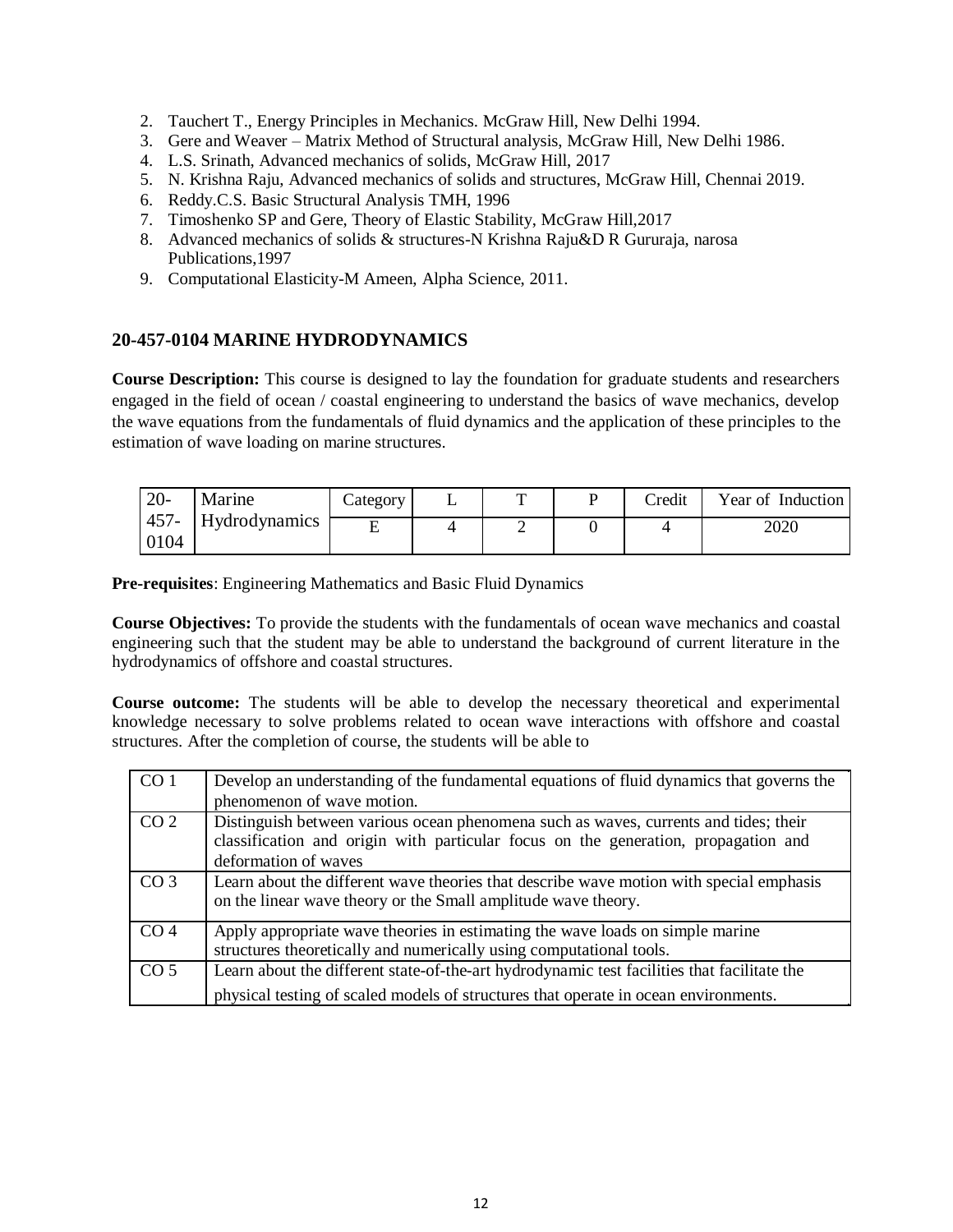2. Tauchert T., Energy Principles in Mechanics. McGraw Hill, New Delhi 1994.
3. Gere and Weaver – Matrix Method of Structural analysis, McGraw Hill, New Delhi 1986.
4. L.S. Srinath, Advanced mechanics of solids, McGraw Hill, 2017
5. N. Krishna Raju, Advanced mechanics of solids and structures, McGraw Hill, Chennai 2019.
6. Reddy.C.S. Basic Structural Analysis TMH, 1996
7. Timoshenko SP and Gere, Theory of Elastic Stability, McGraw Hill,2017
8. Advanced mechanics of solids & structures-N Krishna Raju&D R Gururaja, narosa Publications,1997
9. Computational Elasticity-M Ameen, Alpha Science, 2011.

## 20-457-0104 MARINE HYDRODYNAMICS

**Course Description:** This course is designed to lay the foundation for graduate students and researchers engaged in the field of ocean / coastal engineering to understand the basics of wave mechanics, develop the wave equations from the fundamentals of fluid dynamics and the application of these principles to the estimation of wave loading on marine structures.

| 20-457-0104 | Marine Hydrodynamics | Category | L | T | P | Credit | Year of Induction |
|---|---|---|---|---|---|---|---|
| | | E | 4 | 2 | 0 | 4 | 2020 |

**Pre-requisites**: Engineering Mathematics and Basic Fluid Dynamics

**Course Objectives:** To provide the students with the fundamentals of ocean wave mechanics and coastal engineering such that the student may be able to understand the background of current literature in the hydrodynamics of offshore and coastal structures.

**Course outcome:** The students will be able to develop the necessary theoretical and experimental knowledge necessary to solve problems related to ocean wave interactions with offshore and coastal structures. After the completion of course, the students will be able to

| | |
|---|---|
| CO 1 | Develop an understanding of the fundamental equations of fluid dynamics that governs the phenomenon of wave motion. |
| CO 2 | Distinguish between various ocean phenomena such as waves, currents and tides; their classification and origin with particular focus on the generation, propagation and deformation of waves |
| CO 3 | Learn about the different wave theories that describe wave motion with special emphasis on the linear wave theory or the Small amplitude wave theory. |
| CO 4 | Apply appropriate wave theories in estimating the wave loads on simple marine structures theoretically and numerically using computational tools. |
| CO 5 | Learn about the different state-of-the-art hydrodynamic test facilities that facilitate the physical testing of scaled models of structures that operate in ocean environments. |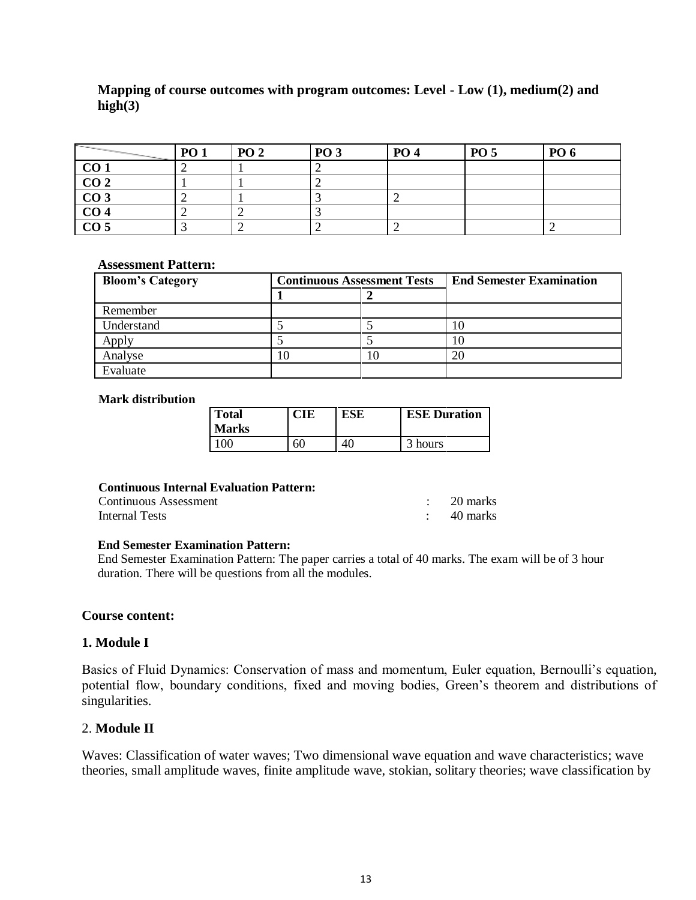**Mapping of course outcomes with program outcomes: Level - Low (1), medium(2) and high(3)**

| | PO 1 | PO 2 | PO 3 | PO 4 | PO 5 | PO 6 |
|---|---|---|---|---|---|---|
| **CO 1** | 2 | 1 | 2 | | | |
| **CO 2** | 1 | 1 | 2 | | | |
| **CO 3** | 2 | 1 | 3 | 2 | | |
| **CO 4** | 2 | 2 | 3 | | | |
| **CO 5** | 3 | 2 | 2 | 2 | | 2 |

**Assessment Pattern:**

| Bloom's Category | Continuous Assessment Tests | | End Semester Examination |
|---|---|---|---|
| | 1 | 2 | |
| Remember | | | |
| Understand | 5 | 5 | 10 |
| Apply | 5 | 5 | 10 |
| Analyse | 10 | 10 | 20 |
| Evaluate | | | |

**Mark distribution**

| Total Marks | CIE | ESE | ESE Duration |
|---|---|---|---|
| 100 | 60 | 40 | 3 hours |

**Continuous Internal Evaluation Pattern:**

Continuous Assessment : 20 marks
Internal Tests : 40 marks

**End Semester Examination Pattern:**

End Semester Examination Pattern: The paper carries a total of 40 marks. The exam will be of 3 hour duration. There will be questions from all the modules.

**Course content:**

**1. Module I**

Basics of Fluid Dynamics: Conservation of mass and momentum, Euler equation, Bernoulli's equation, potential flow, boundary conditions, fixed and moving bodies, Green's theorem and distributions of singularities.

2. **Module II**

Waves: Classification of water waves; Two dimensional wave equation and wave characteristics; wave theories, small amplitude waves, finite amplitude wave, stokian, solitary theories; wave classification by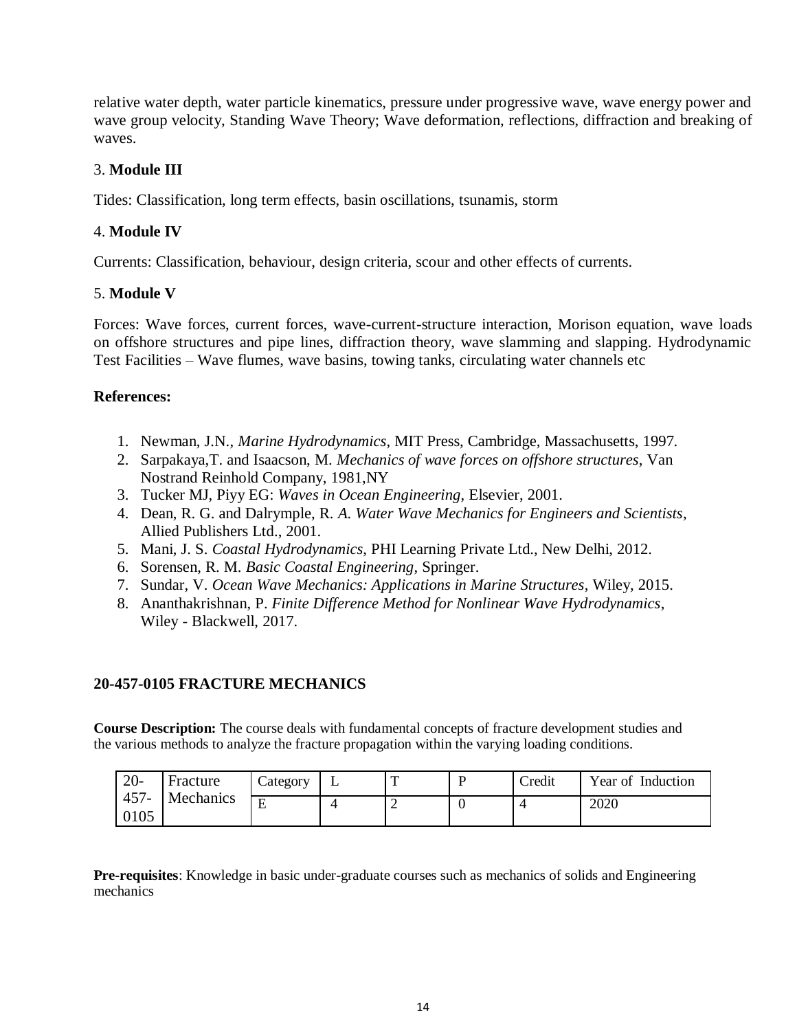relative water depth, water particle kinematics, pressure under progressive wave, wave energy power and wave group velocity, Standing Wave Theory; Wave deformation, reflections, diffraction and breaking of waves.

3. **Module III**

Tides: Classification, long term effects, basin oscillations, tsunamis, storm

4. **Module IV**

Currents: Classification, behaviour, design criteria, scour and other effects of currents.

5. **Module V**

Forces: Wave forces, current forces, wave-current-structure interaction, Morison equation, wave loads on offshore structures and pipe lines, diffraction theory, wave slamming and slapping. Hydrodynamic Test Facilities – Wave flumes, wave basins, towing tanks, circulating water channels etc

**References:**

1. Newman, J.N., *Marine Hydrodynamics*, MIT Press, Cambridge, Massachusetts, 1997.
2. Sarpakaya,T. and Isaacson, M. *Mechanics of wave forces on offshore structures*, Van Nostrand Reinhold Company, 1981,NY
3. Tucker MJ, Piyy EG: *Waves in Ocean Engineering*, Elsevier, 2001.
4. Dean, R. G. and Dalrymple, R. *A. Water Wave Mechanics for Engineers and Scientists*, Allied Publishers Ltd., 2001.
5. Mani, J. S. *Coastal Hydrodynamics*, PHI Learning Private Ltd., New Delhi, 2012.
6. Sorensen, R. M. *Basic Coastal Engineering*, Springer.
7. Sundar, V. *Ocean Wave Mechanics: Applications in Marine Structures*, Wiley, 2015.
8. Ananthakrishnan, P. *Finite Difference Method for Nonlinear Wave Hydrodynamics*, Wiley - Blackwell, 2017.

## 20-457-0105 FRACTURE MECHANICS

**Course Description:** The course deals with fundamental concepts of fracture development studies and the various methods to analyze the fracture propagation within the varying loading conditions.

| 20-457-0105 | Fracture Mechanics | Category | L | T | P | Credit | Year of Induction |
|---|---|---|---|---|---|---|---|
| | | E | 4 | 2 | 0 | 4 | 2020 |

**Pre-requisites**: Knowledge in basic under-graduate courses such as mechanics of solids and Engineering mechanics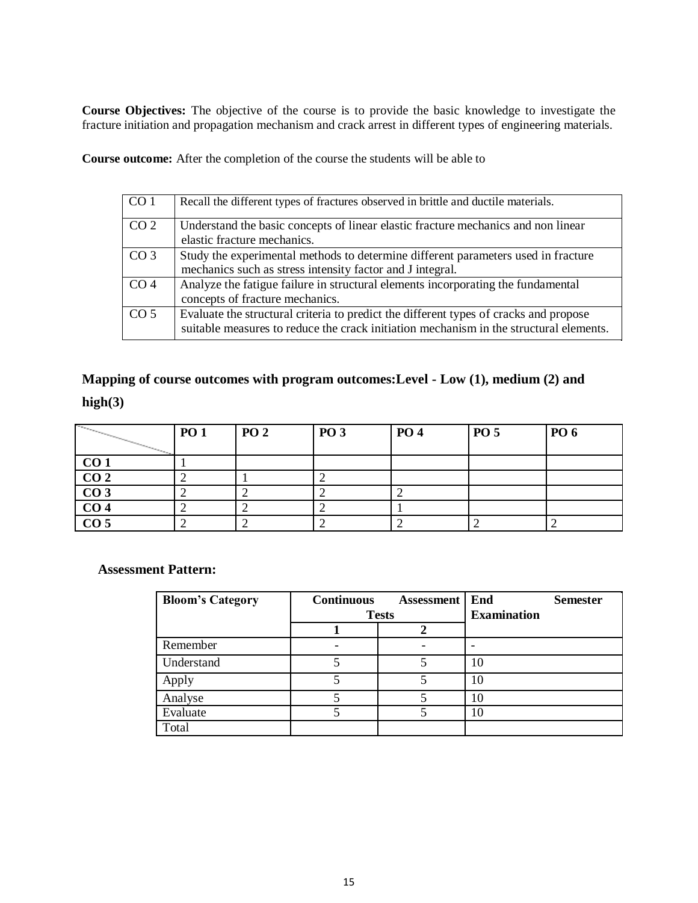**Course Objectives:** The objective of the course is to provide the basic knowledge to investigate the fracture initiation and propagation mechanism and crack arrest in different types of engineering materials.

**Course outcome:** After the completion of the course the students will be able to

| | |
|---|---|
| CO 1 | Recall the different types of fractures observed in brittle and ductile materials. |
| CO 2 | Understand the basic concepts of linear elastic fracture mechanics and non linear elastic fracture mechanics. |
| CO 3 | Study the experimental methods to determine different parameters used in fracture mechanics such as stress intensity factor and J integral. |
| CO 4 | Analyze the fatigue failure in structural elements incorporating the fundamental concepts of fracture mechanics. |
| CO 5 | Evaluate the structural criteria to predict the different types of cracks and propose suitable measures to reduce the crack initiation mechanism in the structural elements. |

## Mapping of course outcomes with program outcomes:Level - Low (1), medium (2) and high(3)

| | PO 1 | PO 2 | PO 3 | PO 4 | PO 5 | PO 6 |
|---|---|---|---|---|---|---|
| **CO 1** | 1 | | | | | |
| **CO 2** | 2 | 1 | 2 | | | |
| **CO 3** | 2 | 2 | 2 | 2 | | |
| **CO 4** | 2 | 2 | 2 | 1 | | |
| **CO 5** | 2 | 2 | 2 | 2 | 2 | 2 |

### Assessment Pattern:

| Bloom's Category | Continuous Assessment Tests | | End Semester Examination |
|---|---|---|---|
| | 1 | 2 | |
| Remember | - | - | - |
| Understand | 5 | 5 | 10 |
| Apply | 5 | 5 | 10 |
| Analyse | 5 | 5 | 10 |
| Evaluate | 5 | 5 | 10 |
| Total | | | |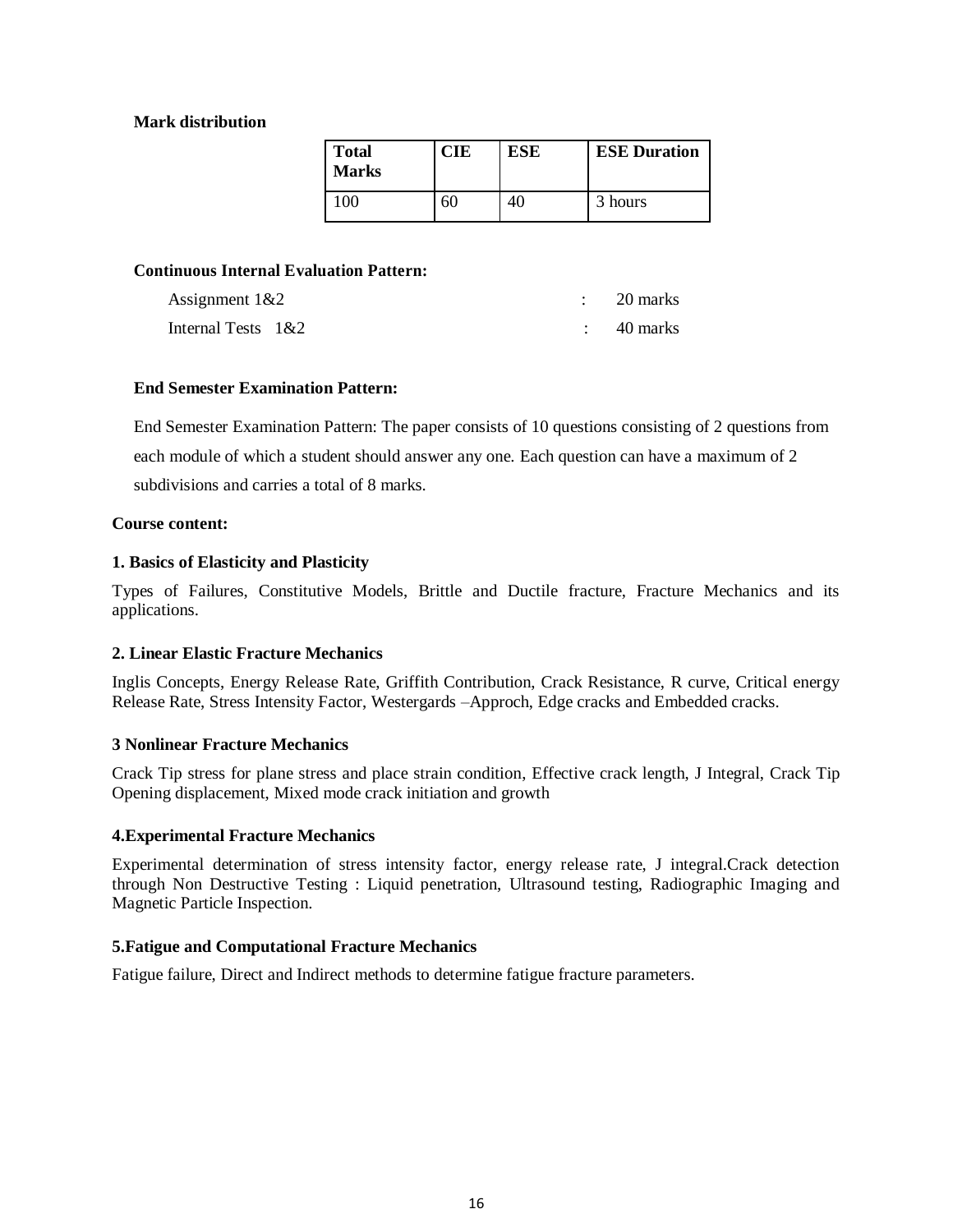**Mark distribution**

| Total Marks | CIE | ESE | ESE Duration |
|---|---|---|---|
| 100 | 60 | 40 | 3 hours |

**Continuous Internal Evaluation Pattern:**

Assignment 1&2 : 20 marks

Internal Tests 1&2 : 40 marks

**End Semester Examination Pattern:**

End Semester Examination Pattern: The paper consists of 10 questions consisting of 2 questions from each module of which a student should answer any one. Each question can have a maximum of 2 subdivisions and carries a total of 8 marks.

**Course content:**

**1. Basics of Elasticity and Plasticity**

Types of Failures, Constitutive Models, Brittle and Ductile fracture, Fracture Mechanics and its applications.

**2. Linear Elastic Fracture Mechanics**

Inglis Concepts, Energy Release Rate, Griffith Contribution, Crack Resistance, R curve, Critical energy Release Rate, Stress Intensity Factor, Westergards –Approch, Edge cracks and Embedded cracks.

**3 Nonlinear Fracture Mechanics**

Crack Tip stress for plane stress and place strain condition, Effective crack length, J Integral, Crack Tip Opening displacement, Mixed mode crack initiation and growth

**4.Experimental Fracture Mechanics**

Experimental determination of stress intensity factor, energy release rate, J integral.Crack detection through Non Destructive Testing : Liquid penetration, Ultrasound testing, Radiographic Imaging and Magnetic Particle Inspection.

**5.Fatigue and Computational Fracture Mechanics**

Fatigue failure, Direct and Indirect methods to determine fatigue fracture parameters.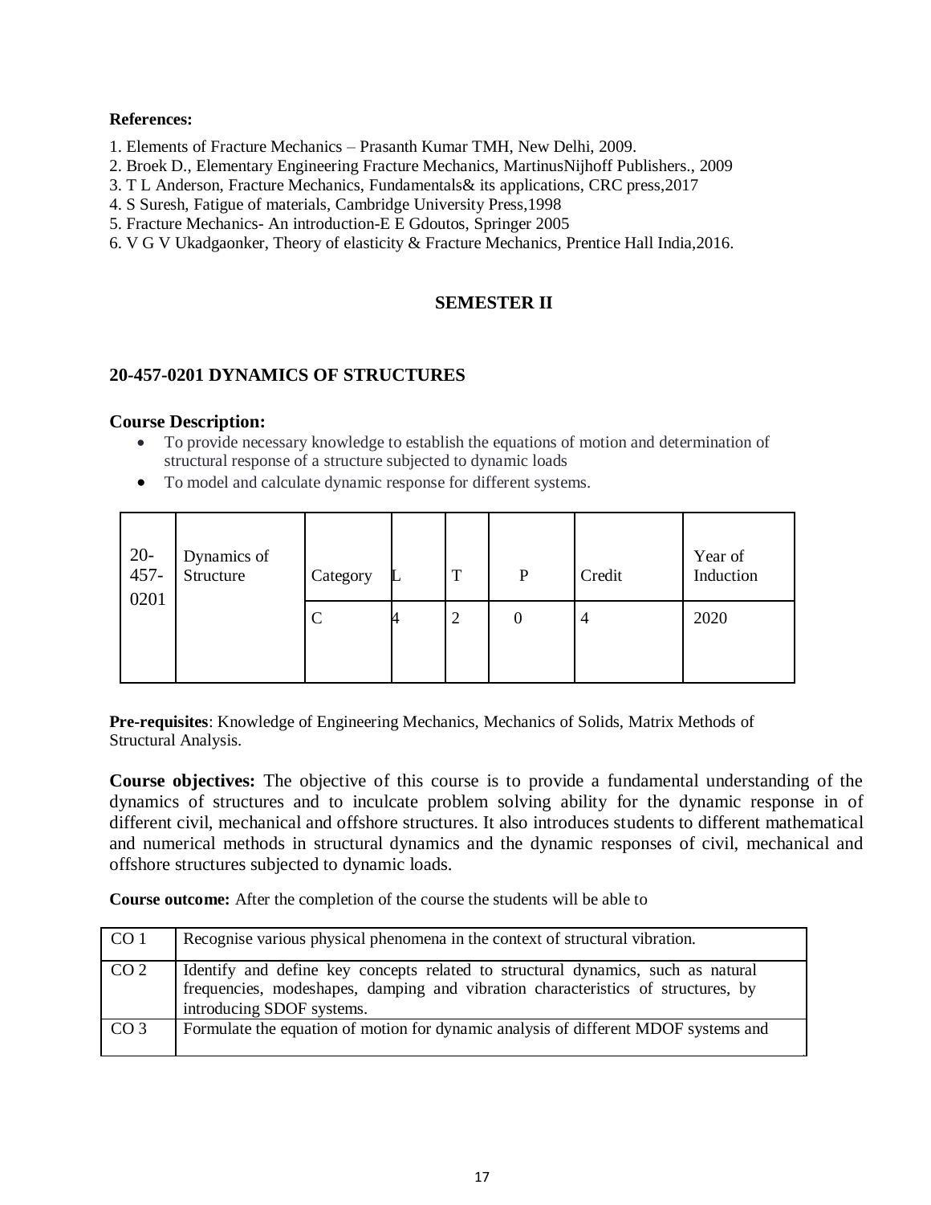**References:**

1. Elements of Fracture Mechanics – Prasanth Kumar TMH, New Delhi, 2009.
2. Broek D., Elementary Engineering Fracture Mechanics, MartinusNijhoff Publishers., 2009
3. T L Anderson, Fracture Mechanics, Fundamentals& its applications, CRC press,2017
4. S Suresh, Fatigue of materials, Cambridge University Press,1998
5. Fracture Mechanics- An introduction-E E Gdoutos, Springer 2005
6. V G V Ukadgaonker, Theory of elasticity & Fracture Mechanics, Prentice Hall India,2016.

## SEMESTER II

### 20-457-0201 DYNAMICS OF STRUCTURES

**Course Description:**

- To provide necessary knowledge to establish the equations of motion and determination of structural response of a structure subjected to dynamic loads
- To model and calculate dynamic response for different systems.

| 20-457-0201 | Dynamics of Structure | Category | L | T | P | Credit | Year of Induction |
|---|---|---|---|---|---|---|---|
| | | C | 4 | 2 | 0 | 4 | 2020 |

**Pre-requisites**: Knowledge of Engineering Mechanics, Mechanics of Solids, Matrix Methods of Structural Analysis.

**Course objectives:** The objective of this course is to provide a fundamental understanding of the dynamics of structures and to inculcate problem solving ability for the dynamic response in of different civil, mechanical and offshore structures. It also introduces students to different mathematical and numerical methods in structural dynamics and the dynamic responses of civil, mechanical and offshore structures subjected to dynamic loads.

**Course outcome:** After the completion of the course the students will be able to

| CO | Description |
|---|---|
| CO 1 | Recognise various physical phenomena in the context of structural vibration. |
| CO 2 | Identify and define key concepts related to structural dynamics, such as natural frequencies, modeshapes, damping and vibration characteristics of structures, by introducing SDOF systems. |
| CO 3 | Formulate the equation of motion for dynamic analysis of different MDOF systems and |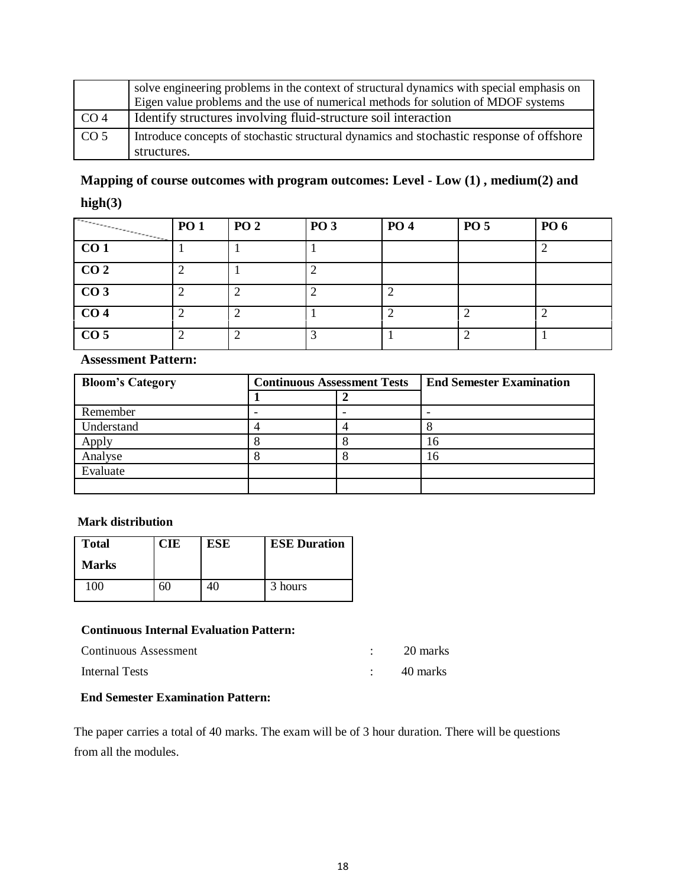|  |  |
| --- | --- |
|  | solve engineering problems in the context of structural dynamics with special emphasis on Eigen value problems and the use of numerical methods for solution of MDOF systems |
| CO 4 | Identify structures involving fluid-structure soil interaction |
| CO 5 | Introduce concepts of stochastic structural dynamics and stochastic response of offshore structures. |

**Mapping of course outcomes with program outcomes: Level - Low (1) , medium(2) and high(3)**

|  | PO 1 | PO 2 | PO 3 | PO 4 | PO 5 | PO 6 |
| --- | --- | --- | --- | --- | --- | --- |
| **CO 1** | 1 | 1 | 1 |  |  | 2 |
| **CO 2** | 2 | 1 | 2 |  |  |  |
| **CO 3** | 2 | 2 | 2 | 2 |  |  |
| **CO 4** | 2 | 2 | 1 | 2 | 2 | 2 |
| **CO 5** | 2 | 2 | 3 | 1 | 2 | 1 |

**Assessment Pattern:**

| Bloom's Category | Continuous Assessment Tests |  | End Semester Examination |
| --- | --- | --- | --- |
|  | 1 | 2 |  |
| Remember | - | - | - |
| Understand | 4 | 4 | 8 |
| Apply | 8 | 8 | 16 |
| Analyse | 8 | 8 | 16 |
| Evaluate |  |  |  |
|  |  |  |  |

**Mark distribution**

| Total Marks | CIE | ESE | ESE Duration |
| --- | --- | --- | --- |
| 100 | 60 | 40 | 3 hours |

**Continuous Internal Evaluation Pattern:**

Continuous Assessment : 20 marks

Internal Tests : 40 marks

**End Semester Examination Pattern:**

The paper carries a total of 40 marks. The exam will be of 3 hour duration. There will be questions from all the modules.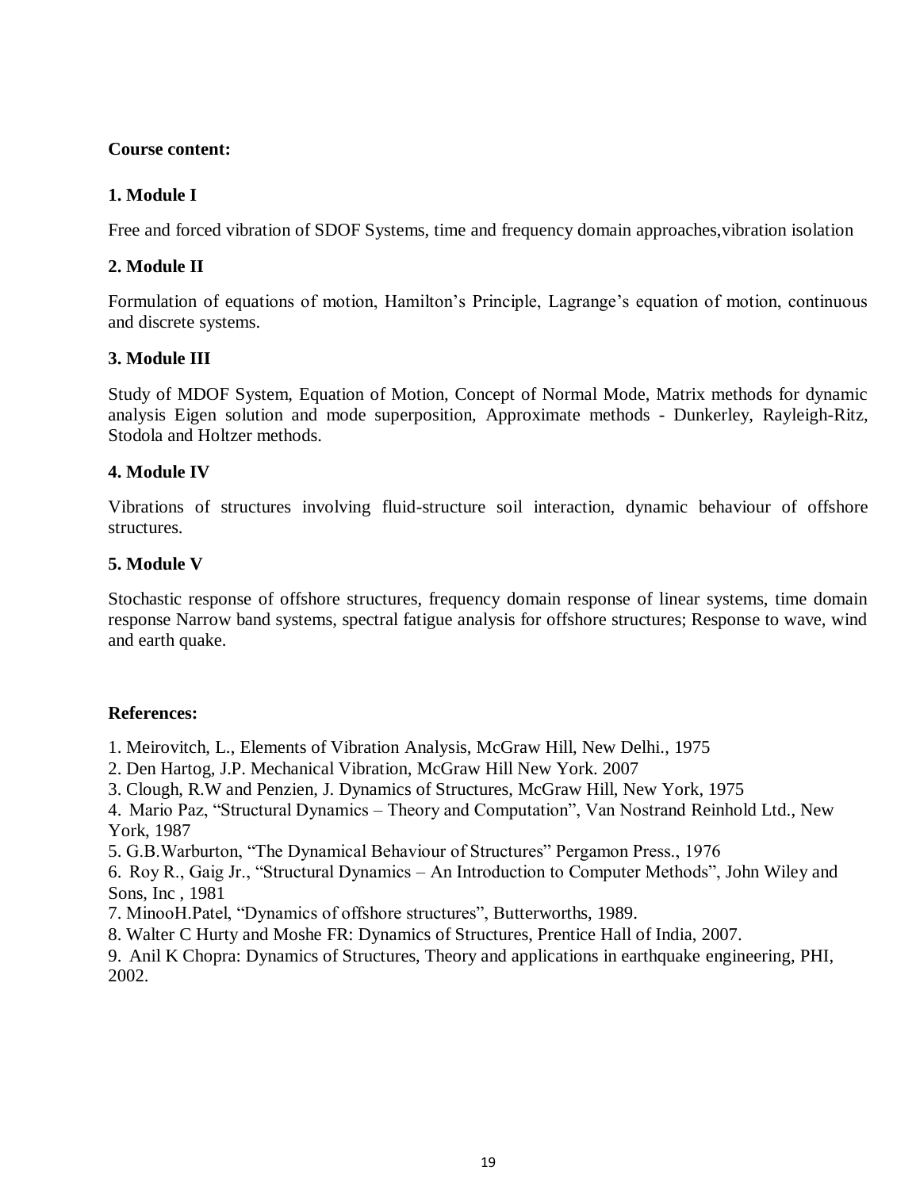**Course content:**

**1. Module I**

Free and forced vibration of SDOF Systems, time and frequency domain approaches,vibration isolation

**2. Module II**

Formulation of equations of motion, Hamilton's Principle, Lagrange's equation of motion, continuous and discrete systems.

**3. Module III**

Study of MDOF System, Equation of Motion, Concept of Normal Mode, Matrix methods for dynamic analysis Eigen solution and mode superposition, Approximate methods - Dunkerley, Rayleigh-Ritz, Stodola and Holtzer methods.

**4. Module IV**

Vibrations of structures involving fluid-structure soil interaction, dynamic behaviour of offshore structures.

**5. Module V**

Stochastic response of offshore structures, frequency domain response of linear systems, time domain response Narrow band systems, spectral fatigue analysis for offshore structures; Response to wave, wind and earth quake.

**References:**

1. Meirovitch, L., Elements of Vibration Analysis, McGraw Hill, New Delhi., 1975
2. Den Hartog, J.P. Mechanical Vibration, McGraw Hill New York. 2007
3. Clough, R.W and Penzien, J. Dynamics of Structures, McGraw Hill, New York, 1975
4. Mario Paz, "Structural Dynamics – Theory and Computation", Van Nostrand Reinhold Ltd., New York, 1987
5. G.B.Warburton, "The Dynamical Behaviour of Structures" Pergamon Press., 1976
6. Roy R., Gaig Jr., "Structural Dynamics – An Introduction to Computer Methods", John Wiley and Sons, Inc , 1981
7. MinooH.Patel, "Dynamics of offshore structures", Butterworths, 1989.
8. Walter C Hurty and Moshe FR: Dynamics of Structures, Prentice Hall of India, 2007.
9. Anil K Chopra: Dynamics of Structures, Theory and applications in earthquake engineering, PHI, 2002.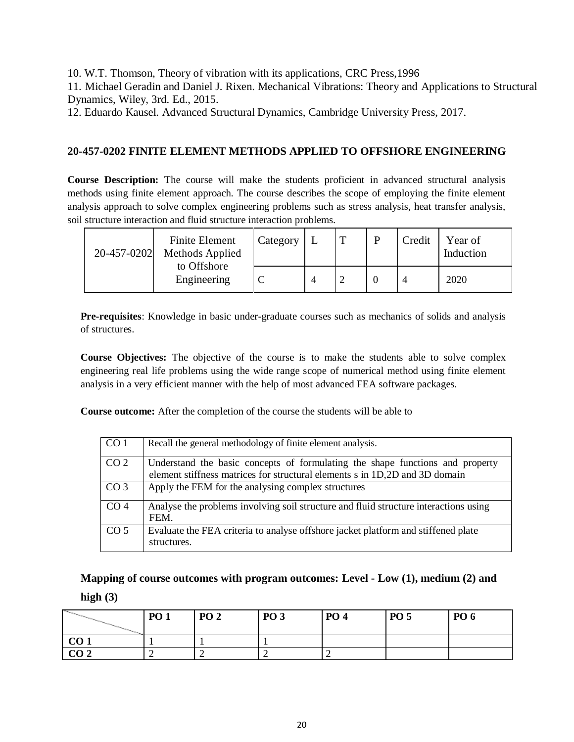10. W.T. Thomson, Theory of vibration with its applications, CRC Press,1996
11. Michael Geradin and Daniel J. Rixen. Mechanical Vibrations: Theory and Applications to Structural Dynamics, Wiley, 3rd. Ed., 2015.
12. Eduardo Kausel. Advanced Structural Dynamics, Cambridge University Press, 2017.

### 20-457-0202 FINITE ELEMENT METHODS APPLIED TO OFFSHORE ENGINEERING

**Course Description:** The course will make the students proficient in advanced structural analysis methods using finite element approach. The course describes the scope of employing the finite element analysis approach to solve complex engineering problems such as stress analysis, heat transfer analysis, soil structure interaction and fluid structure interaction problems.

| 20-457-0202 | Finite Element Methods Applied to Offshore Engineering | Category | L | T | P | Credit | Year of Induction |
|---|---|---|---|---|---|---|---|
| | | C | 4 | 2 | 0 | 4 | 2020 |

**Pre-requisites**: Knowledge in basic under-graduate courses such as mechanics of solids and analysis of structures.

**Course Objectives:** The objective of the course is to make the students able to solve complex engineering real life problems using the wide range scope of numerical method using finite element analysis in a very efficient manner with the help of most advanced FEA software packages.

**Course outcome:** After the completion of the course the students will be able to

| | |
|---|---|
| CO 1 | Recall the general methodology of finite element analysis. |
| CO 2 | Understand the basic concepts of formulating the shape functions and property element stiffness matrices for structural elements s in 1D,2D and 3D domain |
| CO 3 | Apply the FEM for the analysing complex structures |
| CO 4 | Analyse the problems involving soil structure and fluid structure interactions using FEM. |
| CO 5 | Evaluate the FEA criteria to analyse offshore jacket platform and stiffened plate structures. |

**Mapping of course outcomes with program outcomes: Level - Low (1), medium (2) and high (3)**

| | **PO 1** | **PO 2** | **PO 3** | **PO 4** | **PO 5** | **PO 6** |
|---|---|---|---|---|---|---|
| **CO 1** | 1 | 1 | 1 | | | |
| **CO 2** | 2 | 2 | 2 | 2 | | |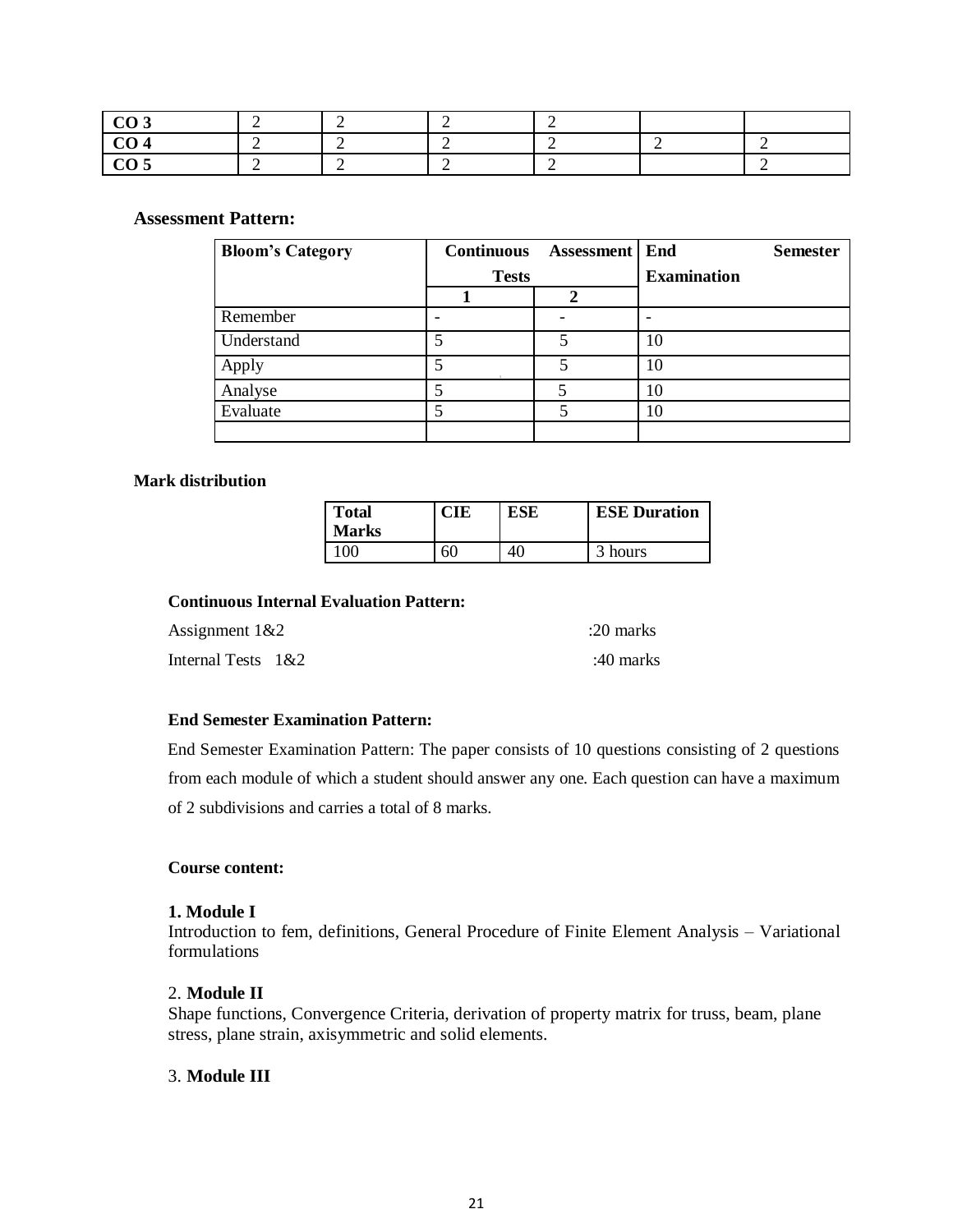| CO 3 | 2 | 2 | 2 | 2 | | |
|---|---|---|---|---|---|---|
| CO 4 | 2 | 2 | 2 | 2 | 2 | 2 |
| CO 5 | 2 | 2 | 2 | 2 | | 2 |

### Assessment Pattern:

| Bloom's Category | Continuous Assessment Tests | | End Semester Examination |
|---|---|---|---|
| | 1 | 2 | |
| Remember | - | - | - |
| Understand | 5 | 5 | 10 |
| Apply | 5 | 5 | 10 |
| Analyse | 5 | 5 | 10 |
| Evaluate | 5 | 5 | 10 |
| | | | |

### Mark distribution

| Total Marks | CIE | ESE | ESE Duration |
|---|---|---|---|
| 100 | 60 | 40 | 3 hours |

**Continuous Internal Evaluation Pattern:**

Assignment 1&2 :20 marks

Internal Tests 1&2 :40 marks

**End Semester Examination Pattern:**

End Semester Examination Pattern: The paper consists of 10 questions consisting of 2 questions from each module of which a student should answer any one. Each question can have a maximum of 2 subdivisions and carries a total of 8 marks.

**Course content:**

**1. Module I**

Introduction to fem, definitions, General Procedure of Finite Element Analysis – Variational formulations

2. **Module II**

Shape functions, Convergence Criteria, derivation of property matrix for truss, beam, plane stress, plane strain, axisymmetric and solid elements.

3. **Module III**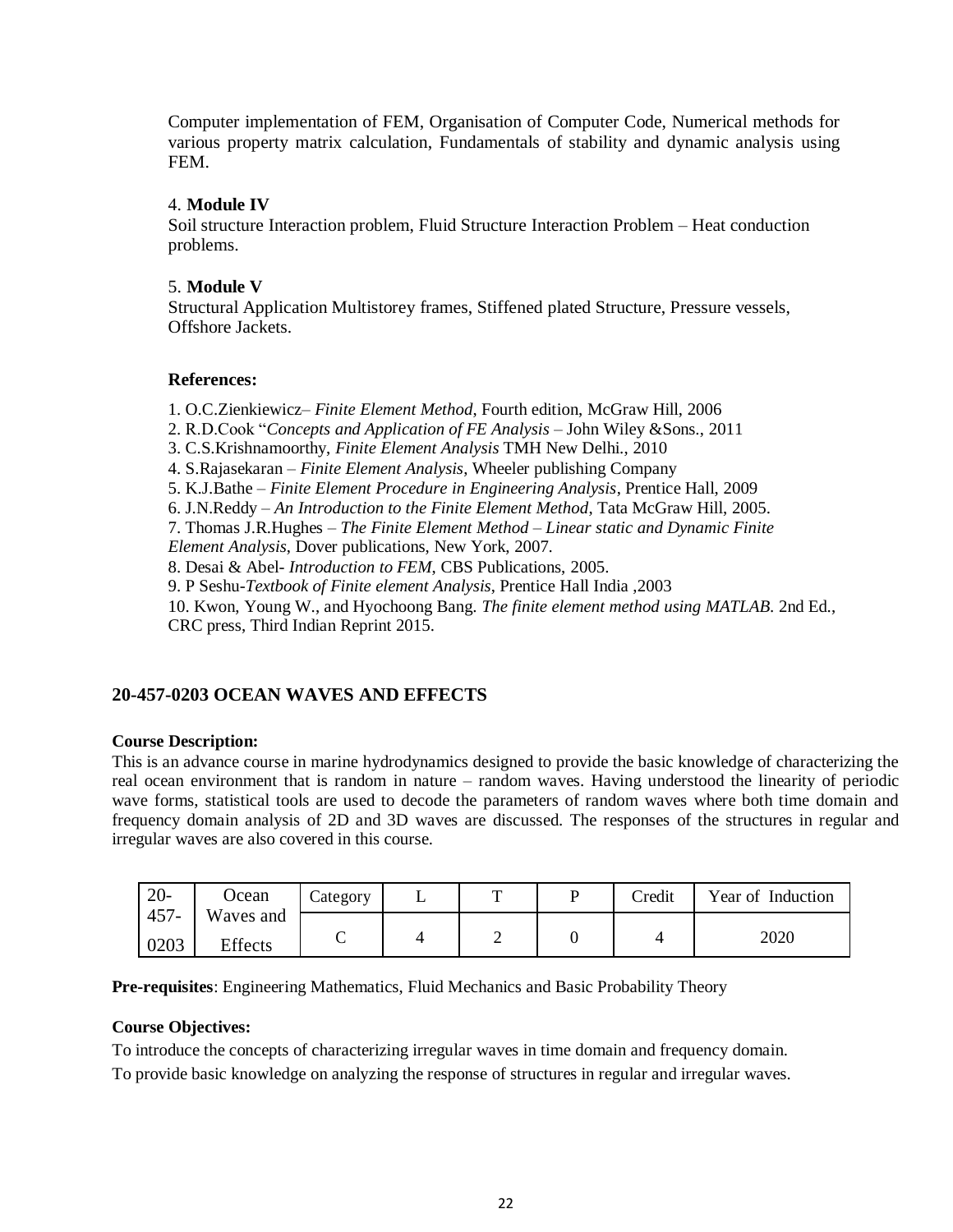Computer implementation of FEM, Organisation of Computer Code, Numerical methods for various property matrix calculation, Fundamentals of stability and dynamic analysis using FEM.

4. **Module IV**

Soil structure Interaction problem, Fluid Structure Interaction Problem – Heat conduction problems.

5. **Module V**

Structural Application Multistorey frames, Stiffened plated Structure, Pressure vessels, Offshore Jackets.

**References:**

1. O.C.Zienkiewicz– *Finite Element Method*, Fourth edition, McGraw Hill, 2006
2. R.D.Cook "*Concepts and Application of FE Analysis* – John Wiley &Sons., 2011
3. C.S.Krishnamoorthy, *Finite Element Analysis* TMH New Delhi., 2010
4. S.Rajasekaran – *Finite Element Analysis*, Wheeler publishing Company
5. K.J.Bathe – *Finite Element Procedure in Engineering Analysis*, Prentice Hall, 2009
6. J.N.Reddy – *An Introduction to the Finite Element Method*, Tata McGraw Hill, 2005.
7. Thomas J.R.Hughes – *The Finite Element Method – Linear static and Dynamic Finite Element Analysis*, Dover publications, New York, 2007.
8. Desai & Abel- *Introduction to FEM*, CBS Publications, 2005.
9. P Seshu-*Textbook of Finite element Analysis*, Prentice Hall India ,2003
10. Kwon, Young W., and Hyochoong Bang. *The finite element method using MATLAB*. 2nd Ed., CRC press, Third Indian Reprint 2015.

## 20-457-0203 OCEAN WAVES AND EFFECTS

**Course Description:**

This is an advance course in marine hydrodynamics designed to provide the basic knowledge of characterizing the real ocean environment that is random in nature – random waves. Having understood the linearity of periodic wave forms, statistical tools are used to decode the parameters of random waves where both time domain and frequency domain analysis of 2D and 3D waves are discussed. The responses of the structures in regular and irregular waves are also covered in this course.

| 20-457-0203 | Ocean Waves and Effects | Category | L | T | P | Credit | Year of Induction |
|---|---|---|---|---|---|---|---|
| | | C | 4 | 2 | 0 | 4 | 2020 |

**Pre-requisites**: Engineering Mathematics, Fluid Mechanics and Basic Probability Theory

**Course Objectives:**

To introduce the concepts of characterizing irregular waves in time domain and frequency domain.

To provide basic knowledge on analyzing the response of structures in regular and irregular waves.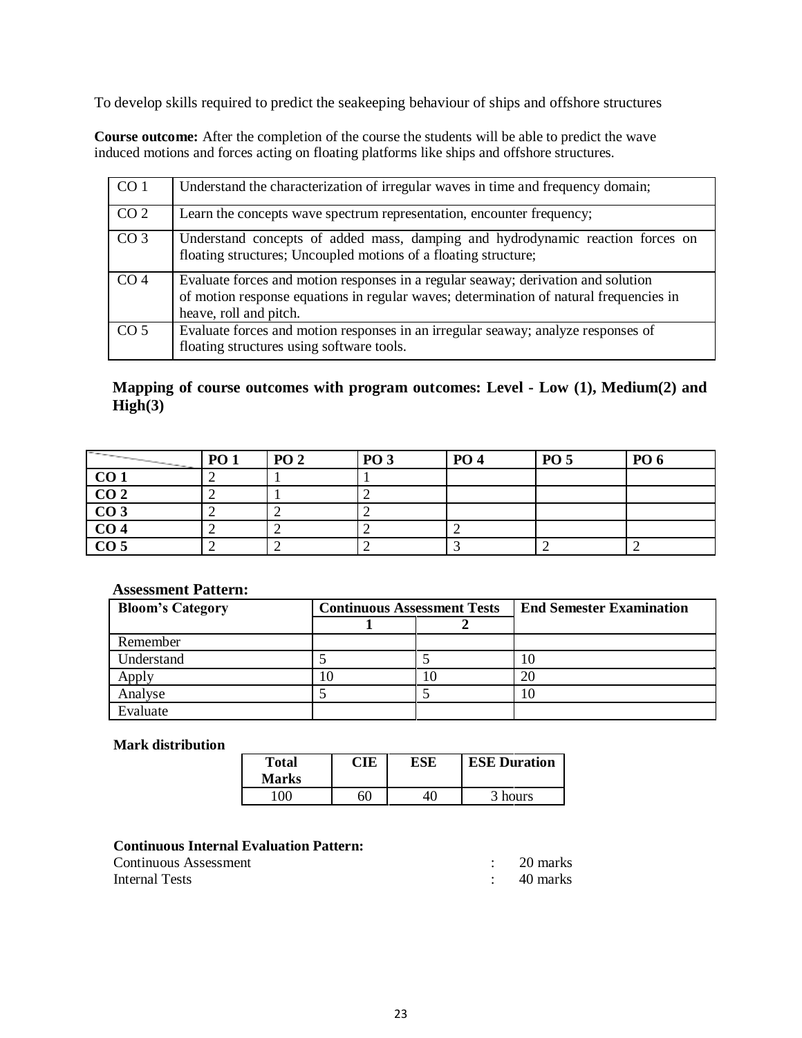To develop skills required to predict the seakeeping behaviour of ships and offshore structures

**Course outcome:** After the completion of the course the students will be able to predict the wave induced motions and forces acting on floating platforms like ships and offshore structures.

| | |
|---|---|
| CO 1 | Understand the characterization of irregular waves in time and frequency domain; |
| CO 2 | Learn the concepts wave spectrum representation, encounter frequency; |
| CO 3 | Understand concepts of added mass, damping and hydrodynamic reaction forces on floating structures; Uncoupled motions of a floating structure; |
| CO 4 | Evaluate forces and motion responses in a regular seaway; derivation and solution of motion response equations in regular waves; determination of natural frequencies in heave, roll and pitch. |
| CO 5 | Evaluate forces and motion responses in an irregular seaway; analyze responses of floating structures using software tools. |

### Mapping of course outcomes with program outcomes: Level - Low (1), Medium(2) and High(3)

| | PO 1 | PO 2 | PO 3 | PO 4 | PO 5 | PO 6 |
|---|---|---|---|---|---|---|
| **CO 1** | 2 | 1 | 1 | | | |
| **CO 2** | 2 | 1 | 2 | | | |
| **CO 3** | 2 | 2 | 2 | | | |
| **CO 4** | 2 | 2 | 2 | 2 | | |
| **CO 5** | 2 | 2 | 2 | 3 | 2 | 2 |

**Assessment Pattern:**

| Bloom's Category | Continuous Assessment Tests | | End Semester Examination |
|---|---|---|---|
| | 1 | 2 | |
| Remember | | | |
| Understand | 5 | 5 | 10 |
| Apply | 10 | 10 | 20 |
| Analyse | 5 | 5 | 10 |
| Evaluate | | | |

**Mark distribution**

| Total Marks | CIE | ESE | ESE Duration |
|---|---|---|---|
| 100 | 60 | 40 | 3 hours |

**Continuous Internal Evaluation Pattern:**

Continuous Assessment : 20 marks
Internal Tests : 40 marks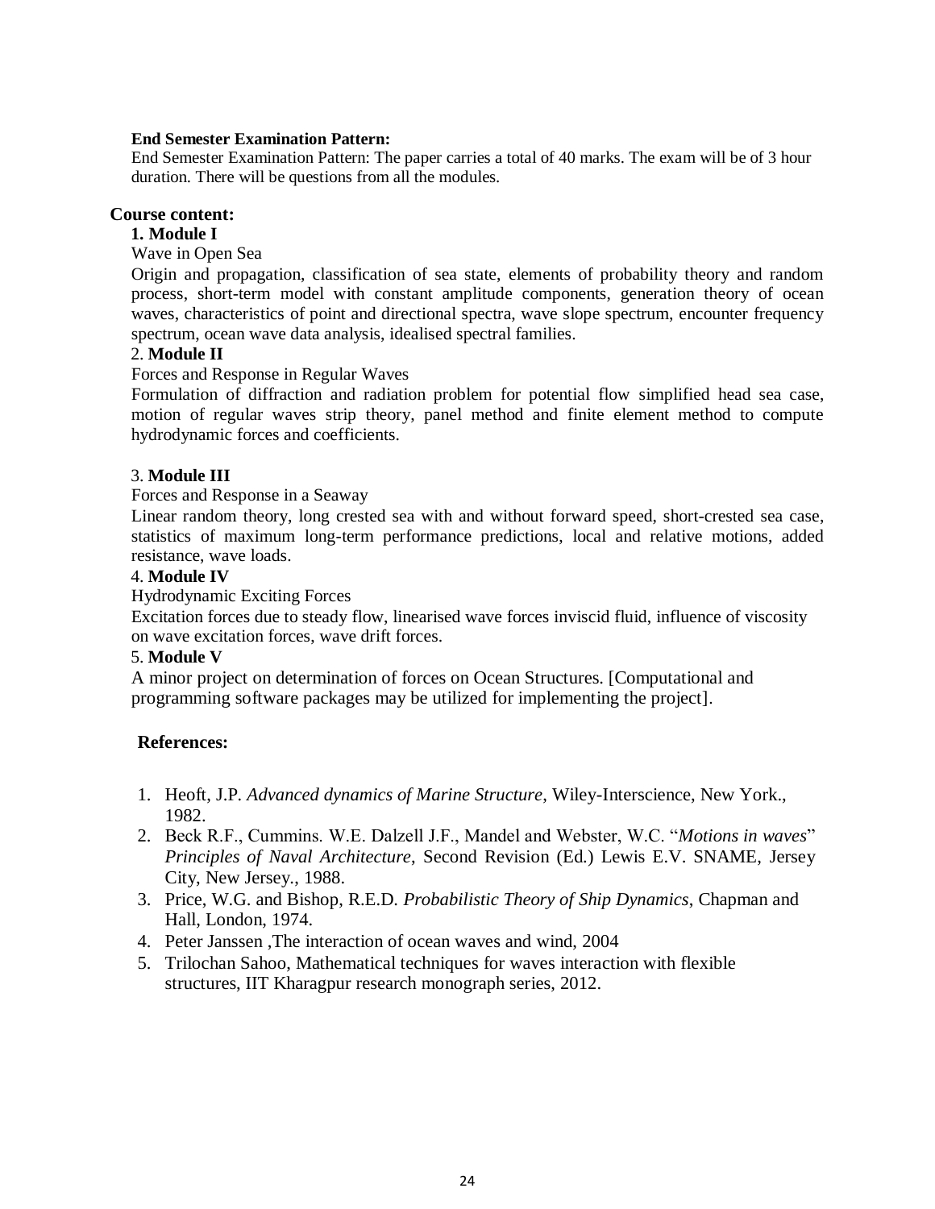**End Semester Examination Pattern:**

End Semester Examination Pattern: The paper carries a total of 40 marks. The exam will be of 3 hour duration. There will be questions from all the modules.

## Course content:

### 1. Module I

Wave in Open Sea

Origin and propagation, classification of sea state, elements of probability theory and random process, short-term model with constant amplitude components, generation theory of ocean waves, characteristics of point and directional spectra, wave slope spectrum, encounter frequency spectrum, ocean wave data analysis, idealised spectral families.

### 2. **Module II**

Forces and Response in Regular Waves

Formulation of diffraction and radiation problem for potential flow simplified head sea case, motion of regular waves strip theory, panel method and finite element method to compute hydrodynamic forces and coefficients.

### 3. **Module III**

Forces and Response in a Seaway

Linear random theory, long crested sea with and without forward speed, short-crested sea case, statistics of maximum long-term performance predictions, local and relative motions, added resistance, wave loads.

### 4. **Module IV**

Hydrodynamic Exciting Forces

Excitation forces due to steady flow, linearised wave forces inviscid fluid, influence of viscosity on wave excitation forces, wave drift forces.

### 5. **Module V**

A minor project on determination of forces on Ocean Structures. [Computational and programming software packages may be utilized for implementing the project].

## References:

1. Heoft, J.P. *Advanced dynamics of Marine Structure*, Wiley-Interscience, New York., 1982.
2. Beck R.F., Cummins. W.E. Dalzell J.F., Mandel and Webster, W.C. "*Motions in waves*" *Principles of Naval Architecture*, Second Revision (Ed.) Lewis E.V. SNAME, Jersey City, New Jersey., 1988.
3. Price, W.G. and Bishop, R.E.D. *Probabilistic Theory of Ship Dynamics*, Chapman and Hall, London, 1974.
4. Peter Janssen ,The interaction of ocean waves and wind, 2004
5. Trilochan Sahoo, Mathematical techniques for waves interaction with flexible structures, IIT Kharagpur research monograph series, 2012.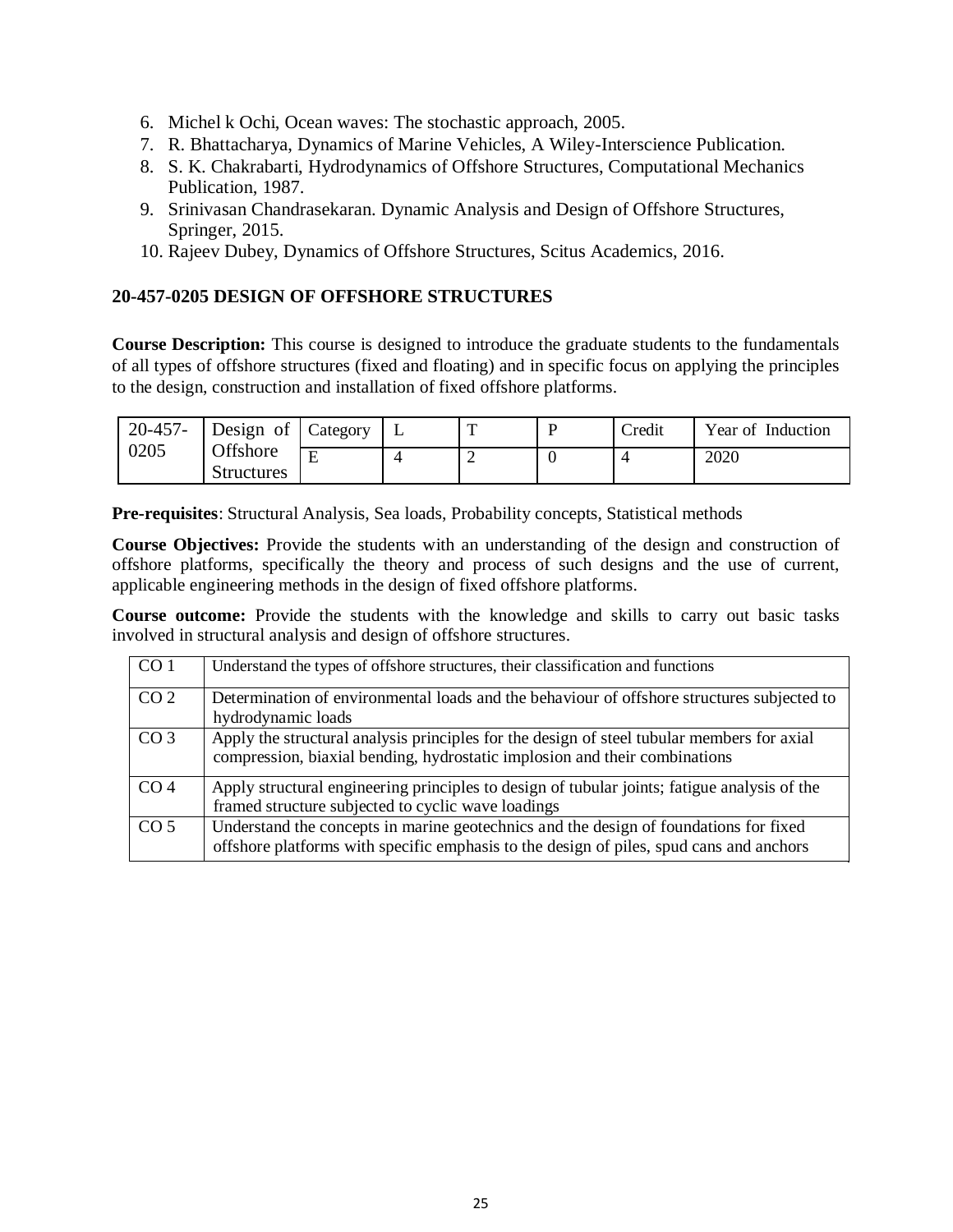6. Michel k Ochi, Ocean waves: The stochastic approach, 2005.
7. R. Bhattacharya, Dynamics of Marine Vehicles, A Wiley-Interscience Publication.
8. S. K. Chakrabarti, Hydrodynamics of Offshore Structures, Computational Mechanics Publication, 1987.
9. Srinivasan Chandrasekaran. Dynamic Analysis and Design of Offshore Structures, Springer, 2015.
10. Rajeev Dubey, Dynamics of Offshore Structures, Scitus Academics, 2016.

## 20-457-0205 DESIGN OF OFFSHORE STRUCTURES

**Course Description:** This course is designed to introduce the graduate students to the fundamentals of all types of offshore structures (fixed and floating) and in specific focus on applying the principles to the design, construction and installation of fixed offshore platforms.

| 20-457-0205 | Design of Offshore Structures | Category | L | T | P | Credit | Year of Induction |
|---|---|---|---|---|---|---|---|
| | | E | 4 | 2 | 0 | 4 | 2020 |

**Pre-requisites**: Structural Analysis, Sea loads, Probability concepts, Statistical methods

**Course Objectives:** Provide the students with an understanding of the design and construction of offshore platforms, specifically the theory and process of such designs and the use of current, applicable engineering methods in the design of fixed offshore platforms.

**Course outcome:** Provide the students with the knowledge and skills to carry out basic tasks involved in structural analysis and design of offshore structures.

| | |
|---|---|
| CO 1 | Understand the types of offshore structures, their classification and functions |
| CO 2 | Determination of environmental loads and the behaviour of offshore structures subjected to hydrodynamic loads |
| CO 3 | Apply the structural analysis principles for the design of steel tubular members for axial compression, biaxial bending, hydrostatic implosion and their combinations |
| CO 4 | Apply structural engineering principles to design of tubular joints; fatigue analysis of the framed structure subjected to cyclic wave loadings |
| CO 5 | Understand the concepts in marine geotechnics and the design of foundations for fixed offshore platforms with specific emphasis to the design of piles, spud cans and anchors |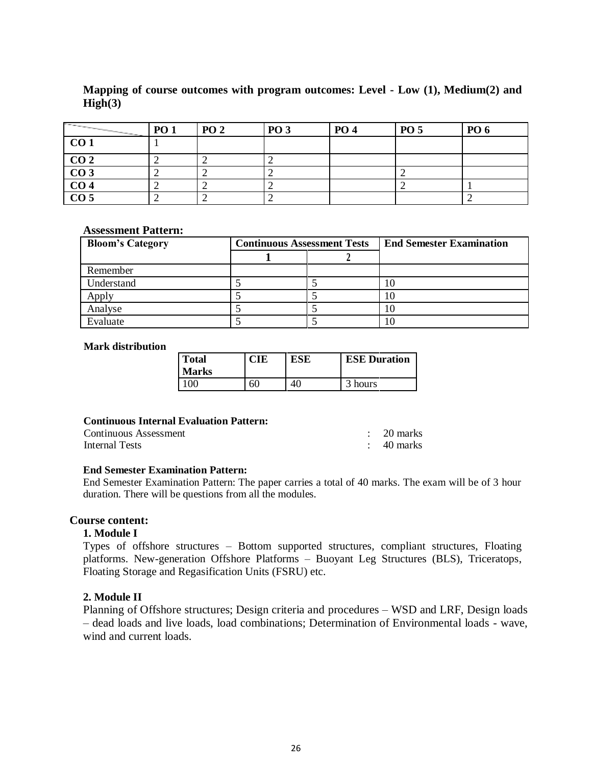**Mapping of course outcomes with program outcomes: Level - Low (1), Medium(2) and High(3)**

| | PO 1 | PO 2 | PO 3 | PO 4 | PO 5 | PO 6 |
|---|---|---|---|---|---|---|
| **CO 1** | 1 | | | | | |
| **CO 2** | 2 | 2 | 2 | | | |
| **CO 3** | 2 | 2 | 2 | | 2 | |
| **CO 4** | 2 | 2 | 2 | | 2 | 1 |
| **CO 5** | 2 | 2 | 2 | | | 2 |

**Assessment Pattern:**

| Bloom's Category | Continuous Assessment Tests | | End Semester Examination |
|---|---|---|---|
| | 1 | 2 | |
| Remember | | | |
| Understand | 5 | 5 | 10 |
| Apply | 5 | 5 | 10 |
| Analyse | 5 | 5 | 10 |
| Evaluate | 5 | 5 | 10 |

**Mark distribution**

| Total Marks | CIE | ESE | ESE Duration |
|---|---|---|---|
| 100 | 60 | 40 | 3 hours |

**Continuous Internal Evaluation Pattern:**

Continuous Assessment : 20 marks
Internal Tests : 40 marks

**End Semester Examination Pattern:**

End Semester Examination Pattern: The paper carries a total of 40 marks. The exam will be of 3 hour duration. There will be questions from all the modules.

**Course content:**

**1. Module I**

Types of offshore structures – Bottom supported structures, compliant structures, Floating platforms. New-generation Offshore Platforms – Buoyant Leg Structures (BLS), Triceratops, Floating Storage and Regasification Units (FSRU) etc.

**2. Module II**

Planning of Offshore structures; Design criteria and procedures – WSD and LRF, Design loads – dead loads and live loads, load combinations; Determination of Environmental loads - wave, wind and current loads.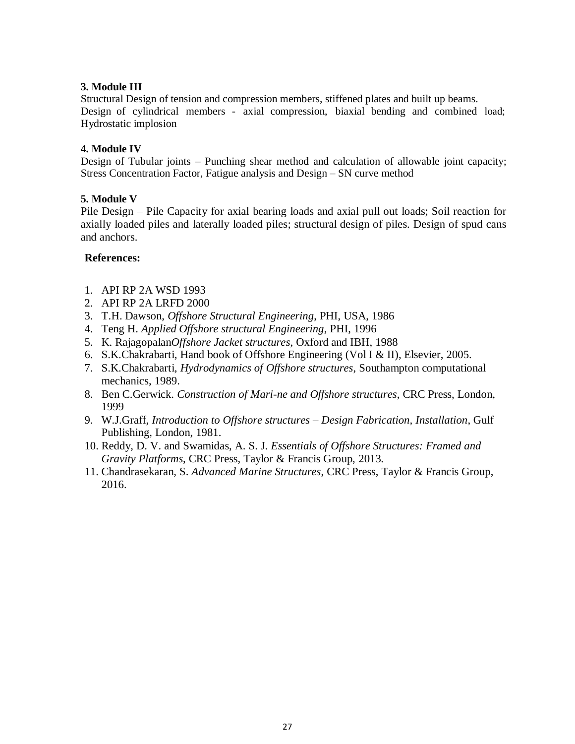**3. Module III**

Structural Design of tension and compression members, stiffened plates and built up beams. Design of cylindrical members - axial compression, biaxial bending and combined load; Hydrostatic implosion

**4. Module IV**

Design of Tubular joints – Punching shear method and calculation of allowable joint capacity; Stress Concentration Factor, Fatigue analysis and Design – SN curve method

**5. Module V**

Pile Design – Pile Capacity for axial bearing loads and axial pull out loads; Soil reaction for axially loaded piles and laterally loaded piles; structural design of piles. Design of spud cans and anchors.

**References:**

1. API RP 2A WSD 1993
2. API RP 2A LRFD 2000
3. T.H. Dawson, *Offshore Structural Engineering*, PHI, USA, 1986
4. Teng H. *Applied Offshore structural Engineering*, PHI, 1996
5. K. Rajagopalan*Offshore Jacket structures*, Oxford and IBH, 1988
6. S.K.Chakrabarti, Hand book of Offshore Engineering (Vol I & II), Elsevier, 2005.
7. S.K.Chakrabarti, *Hydrodynamics of Offshore structures*, Southampton computational mechanics, 1989.
8. Ben C.Gerwick. *Construction of Mari-ne and Offshore structures*, CRC Press, London, 1999
9. W.J.Graff, *Introduction to Offshore structures – Design Fabrication, Installation*, Gulf Publishing, London, 1981.
10. Reddy, D. V. and Swamidas, A. S. J. *Essentials of Offshore Structures: Framed and Gravity Platforms*, CRC Press, Taylor & Francis Group, 2013.
11. Chandrasekaran, S. *Advanced Marine Structures*, CRC Press, Taylor & Francis Group, 2016.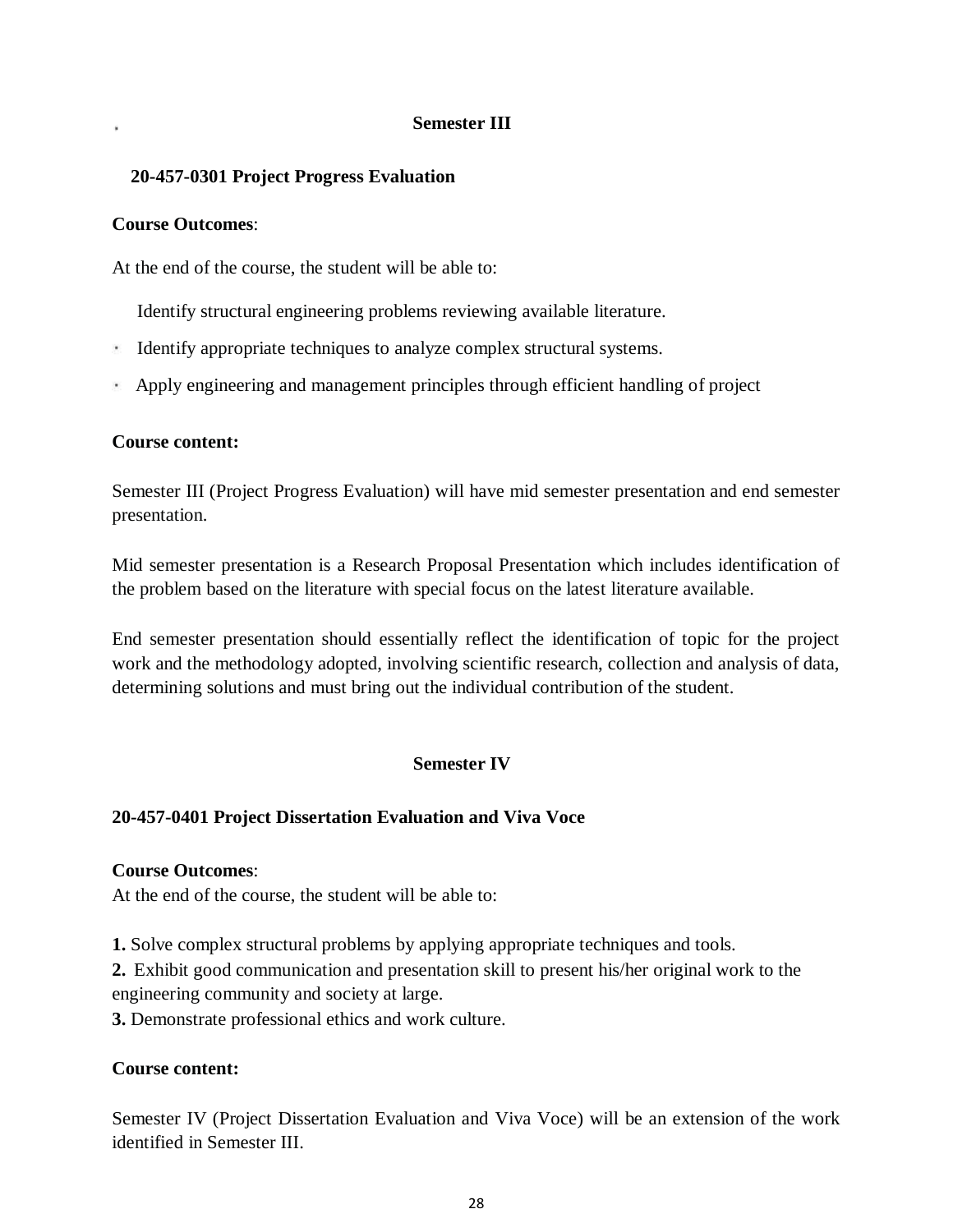## Semester III

### 20-457-0301 Project Progress Evaluation

**Course Outcomes**:

At the end of the course, the student will be able to:

- Identify structural engineering problems reviewing available literature.
- Identify appropriate techniques to analyze complex structural systems.
- Apply engineering and management principles through efficient handling of project

**Course content:**

Semester III (Project Progress Evaluation) will have mid semester presentation and end semester presentation.

Mid semester presentation is a Research Proposal Presentation which includes identification of the problem based on the literature with special focus on the latest literature available.

End semester presentation should essentially reflect the identification of topic for the project work and the methodology adopted, involving scientific research, collection and analysis of data, determining solutions and must bring out the individual contribution of the student.

## Semester IV

### 20-457-0401 Project Dissertation Evaluation and Viva Voce

**Course Outcomes**:

At the end of the course, the student will be able to:

**1.** Solve complex structural problems by applying appropriate techniques and tools.

**2.** Exhibit good communication and presentation skill to present his/her original work to the engineering community and society at large.

**3.** Demonstrate professional ethics and work culture.

**Course content:**

Semester IV (Project Dissertation Evaluation and Viva Voce) will be an extension of the work identified in Semester III.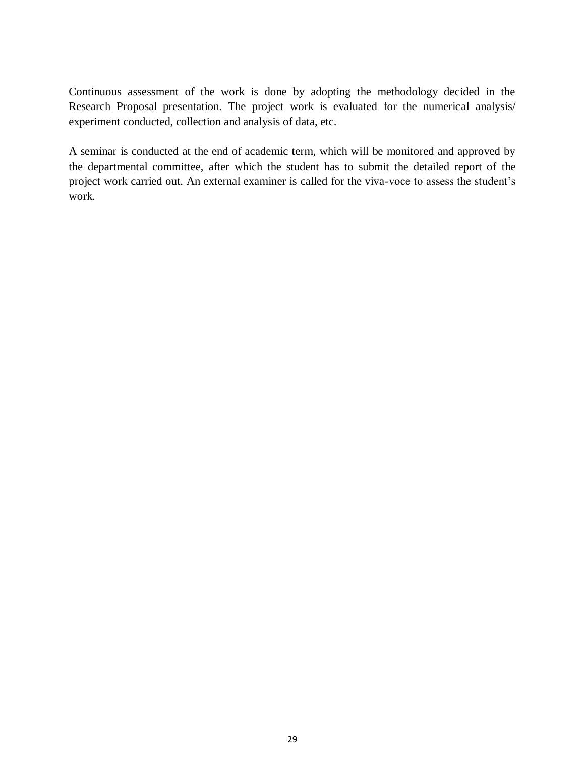Continuous assessment of the work is done by adopting the methodology decided in the Research Proposal presentation. The project work is evaluated for the numerical analysis/ experiment conducted, collection and analysis of data, etc.

A seminar is conducted at the end of academic term, which will be monitored and approved by the departmental committee, after which the student has to submit the detailed report of the project work carried out. An external examiner is called for the viva-voce to assess the student's work.